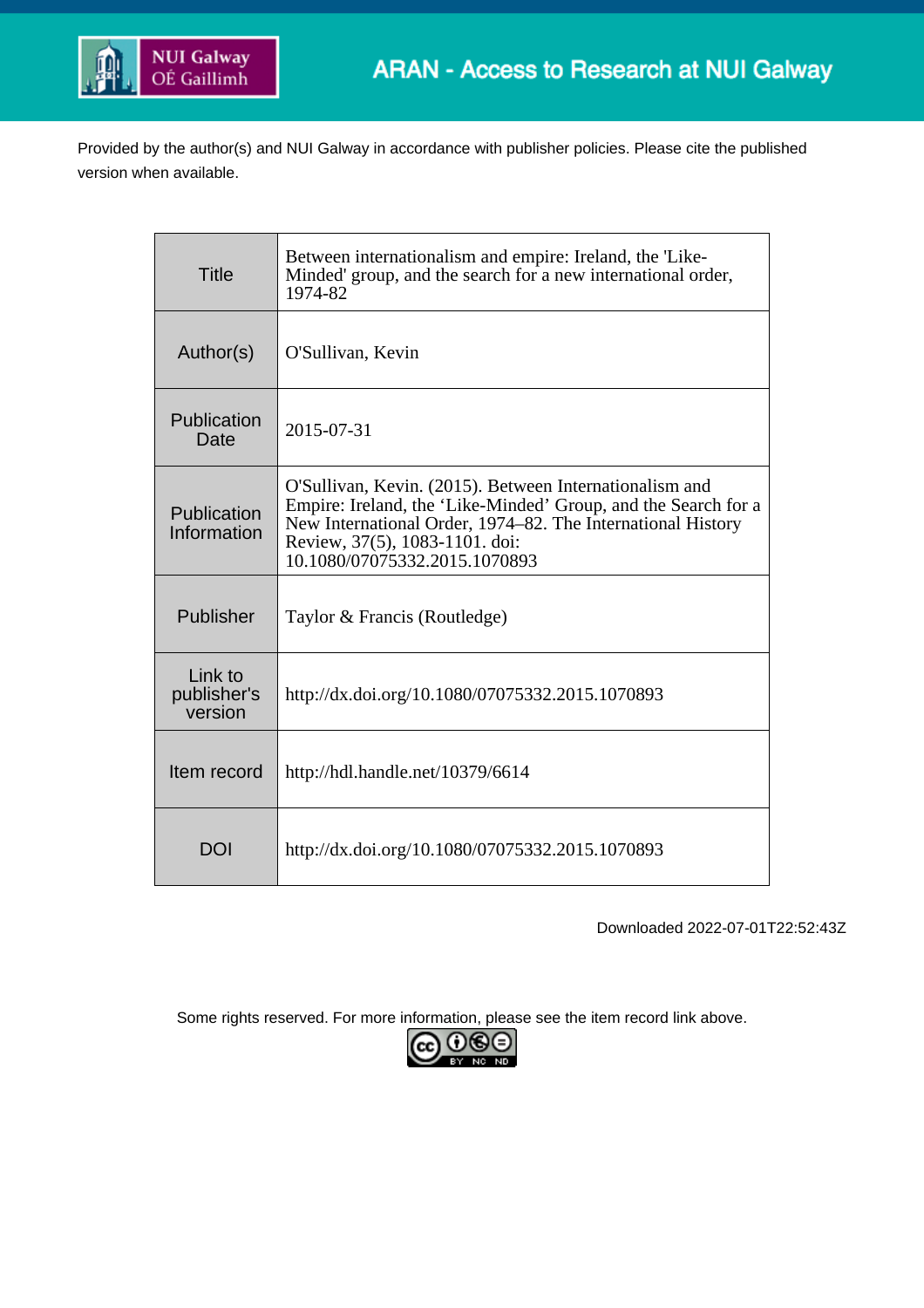Provided by the author(s) and NUI Galway in accordance with publisher policies. Please cite the published version when available.

| | |
|---|---|
| Title | Between internationalism and empire: Ireland, the 'Like-Minded' group, and the search for a new international order, 1974-82 |
| Author(s) | O'Sullivan, Kevin |
| Publication Date | 2015-07-31 |
| Publication Information | O'Sullivan, Kevin. (2015). Between Internationalism and Empire: Ireland, the 'Like-Minded' Group, and the Search for a New International Order, 1974–82. The International History Review, 37(5), 1083-1101. doi: 10.1080/07075332.2015.1070893 |
| Publisher | Taylor & Francis (Routledge) |
| Link to publisher's version | http://dx.doi.org/10.1080/07075332.2015.1070893 |
| Item record | http://hdl.handle.net/10379/6614 |
| DOI | http://dx.doi.org/10.1080/07075332.2015.1070893 |

Downloaded 2022-07-01T22:52:43Z

Some rights reserved. For more information, please see the item record link above.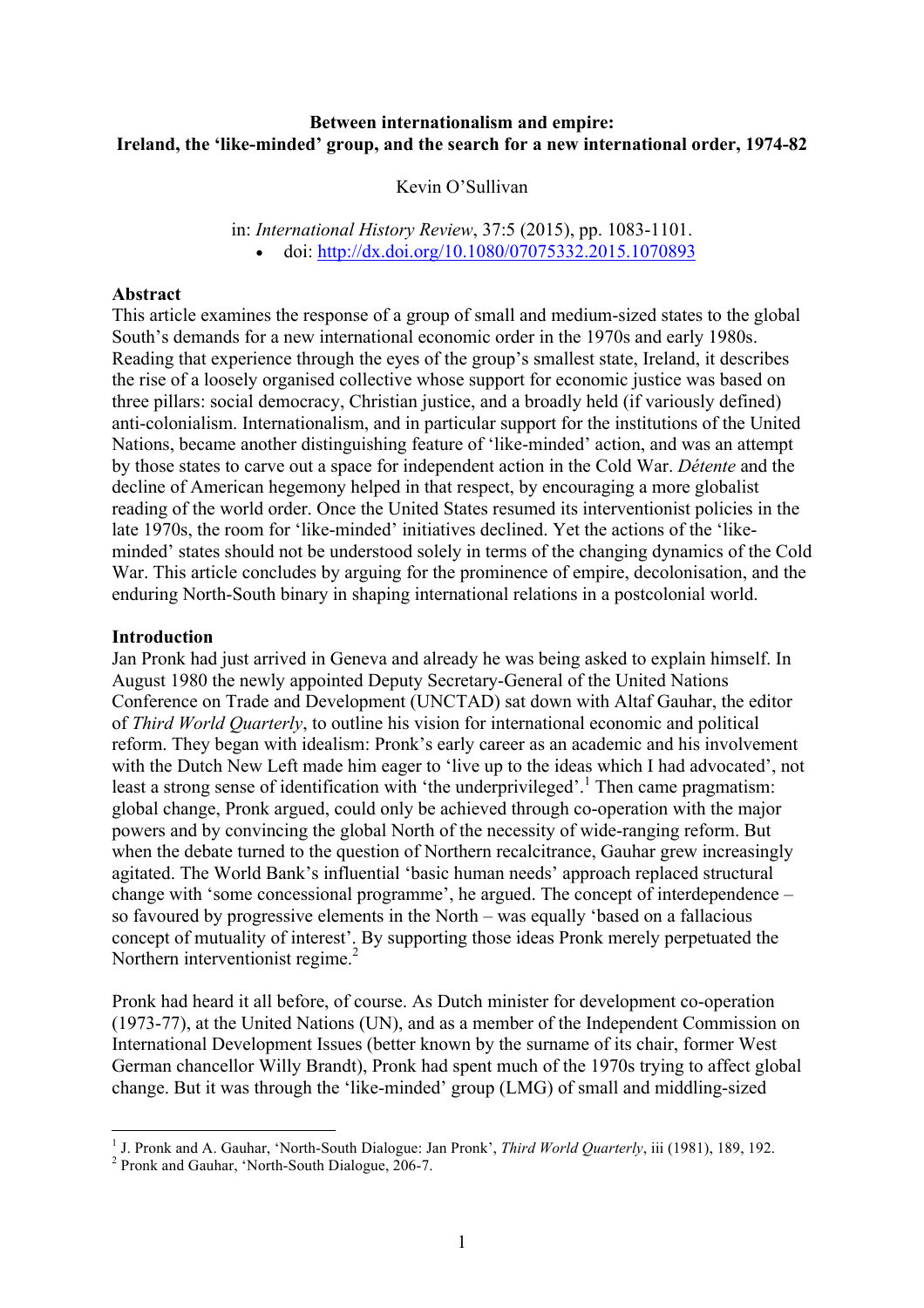**Between internationalism and empire:**
**Ireland, the 'like-minded' group, and the search for a new international order, 1974-82**

Kevin O'Sullivan

in: *International History Review*, 37:5 (2015), pp. 1083-1101.

- doi: http://dx.doi.org/10.1080/07075332.2015.1070893

## Abstract

This article examines the response of a group of small and medium-sized states to the global South's demands for a new international economic order in the 1970s and early 1980s. Reading that experience through the eyes of the group's smallest state, Ireland, it describes the rise of a loosely organised collective whose support for economic justice was based on three pillars: social democracy, Christian justice, and a broadly held (if variously defined) anti-colonialism. Internationalism, and in particular support for the institutions of the United Nations, became another distinguishing feature of 'like-minded' action, and was an attempt by those states to carve out a space for independent action in the Cold War. *Détente* and the decline of American hegemony helped in that respect, by encouraging a more globalist reading of the world order. Once the United States resumed its interventionist policies in the late 1970s, the room for 'like-minded' initiatives declined. Yet the actions of the 'like-minded' states should not be understood solely in terms of the changing dynamics of the Cold War. This article concludes by arguing for the prominence of empire, decolonisation, and the enduring North-South binary in shaping international relations in a postcolonial world.

## Introduction

Jan Pronk had just arrived in Geneva and already he was being asked to explain himself. In August 1980 the newly appointed Deputy Secretary-General of the United Nations Conference on Trade and Development (UNCTAD) sat down with Altaf Gauhar, the editor of *Third World Quarterly*, to outline his vision for international economic and political reform. They began with idealism: Pronk's early career as an academic and his involvement with the Dutch New Left made him eager to 'live up to the ideas which I had advocated', not least a strong sense of identification with 'the underprivileged'.[1] Then came pragmatism: global change, Pronk argued, could only be achieved through co-operation with the major powers and by convincing the global North of the necessity of wide-ranging reform. But when the debate turned to the question of Northern recalcitrance, Gauhar grew increasingly agitated. The World Bank's influential 'basic human needs' approach replaced structural change with 'some concessional programme', he argued. The concept of interdependence – so favoured by progressive elements in the North – was equally 'based on a fallacious concept of mutuality of interest'. By supporting those ideas Pronk merely perpetuated the Northern interventionist regime.[2]

Pronk had heard it all before, of course. As Dutch minister for development co-operation (1973-77), at the United Nations (UN), and as a member of the Independent Commission on International Development Issues (better known by the surname of its chair, former West German chancellor Willy Brandt), Pronk had spent much of the 1970s trying to affect global change. But it was through the 'like-minded' group (LMG) of small and middling-sized

[1] J. Pronk and A. Gauhar, 'North-South Dialogue: Jan Pronk', *Third World Quarterly*, iii (1981), 189, 192.

[2] Pronk and Gauhar, 'North-South Dialogue, 206-7.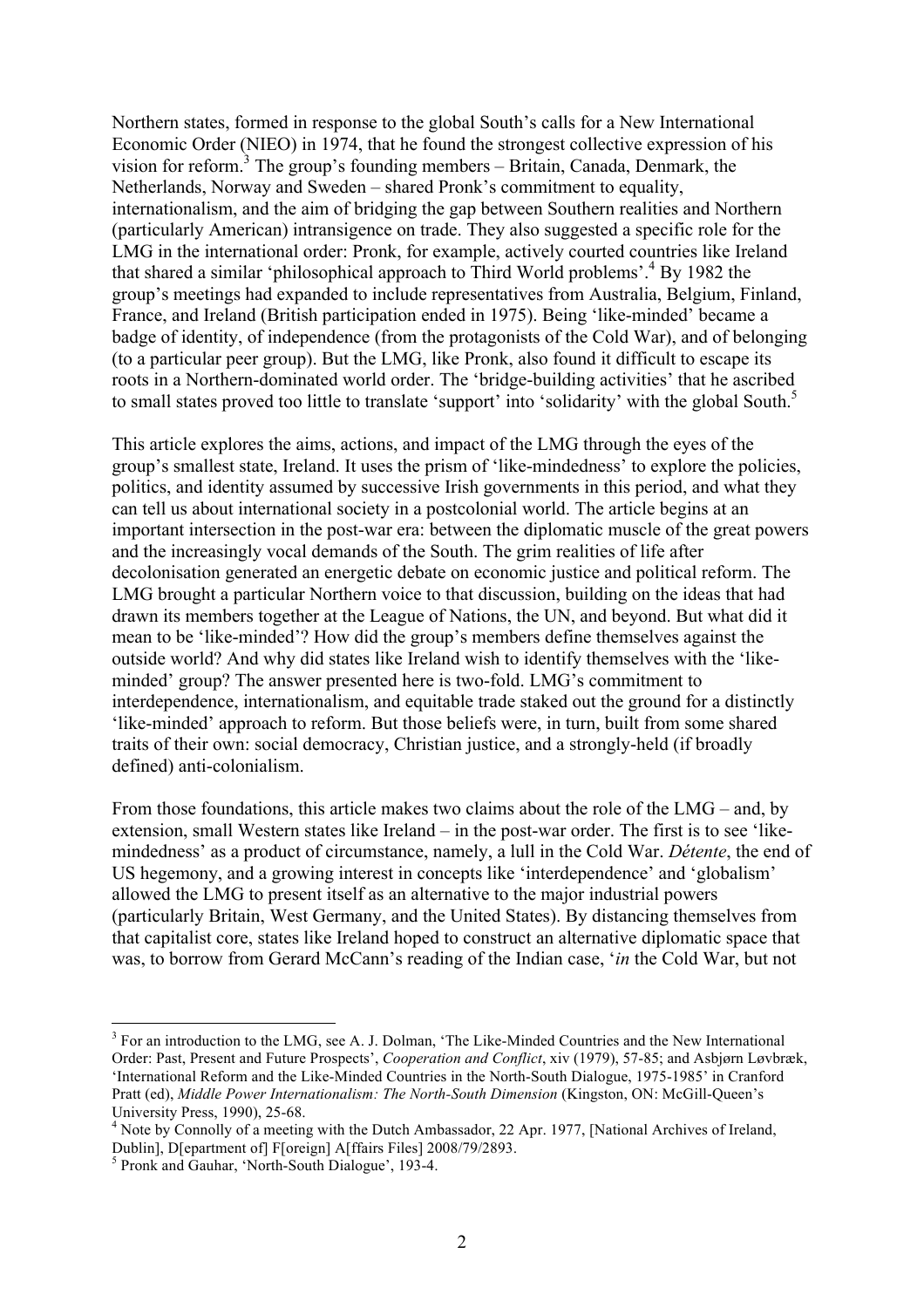Northern states, formed in response to the global South's calls for a New International Economic Order (NIEO) in 1974, that he found the strongest collective expression of his vision for reform.[3] The group's founding members – Britain, Canada, Denmark, the Netherlands, Norway and Sweden – shared Pronk's commitment to equality, internationalism, and the aim of bridging the gap between Southern realities and Northern (particularly American) intransigence on trade. They also suggested a specific role for the LMG in the international order: Pronk, for example, actively courted countries like Ireland that shared a similar 'philosophical approach to Third World problems'.[4] By 1982 the group's meetings had expanded to include representatives from Australia, Belgium, Finland, France, and Ireland (British participation ended in 1975). Being 'like-minded' became a badge of identity, of independence (from the protagonists of the Cold War), and of belonging (to a particular peer group). But the LMG, like Pronk, also found it difficult to escape its roots in a Northern-dominated world order. The 'bridge-building activities' that he ascribed to small states proved too little to translate 'support' into 'solidarity' with the global South.[5]

This article explores the aims, actions, and impact of the LMG through the eyes of the group's smallest state, Ireland. It uses the prism of 'like-mindedness' to explore the policies, politics, and identity assumed by successive Irish governments in this period, and what they can tell us about international society in a postcolonial world. The article begins at an important intersection in the post-war era: between the diplomatic muscle of the great powers and the increasingly vocal demands of the South. The grim realities of life after decolonisation generated an energetic debate on economic justice and political reform. The LMG brought a particular Northern voice to that discussion, building on the ideas that had drawn its members together at the League of Nations, the UN, and beyond. But what did it mean to be 'like-minded'? How did the group's members define themselves against the outside world? And why did states like Ireland wish to identify themselves with the 'like-minded' group? The answer presented here is two-fold. LMG's commitment to interdependence, internationalism, and equitable trade staked out the ground for a distinctly 'like-minded' approach to reform. But those beliefs were, in turn, built from some shared traits of their own: social democracy, Christian justice, and a strongly-held (if broadly defined) anti-colonialism.

From those foundations, this article makes two claims about the role of the LMG – and, by extension, small Western states like Ireland – in the post-war order. The first is to see 'like-mindedness' as a product of circumstance, namely, a lull in the Cold War. *Détente*, the end of US hegemony, and a growing interest in concepts like 'interdependence' and 'globalism' allowed the LMG to present itself as an alternative to the major industrial powers (particularly Britain, West Germany, and the United States). By distancing themselves from that capitalist core, states like Ireland hoped to construct an alternative diplomatic space that was, to borrow from Gerard McCann's reading of the Indian case, '*in* the Cold War, but not

---

[3] For an introduction to the LMG, see A. J. Dolman, 'The Like-Minded Countries and the New International Order: Past, Present and Future Prospects', *Cooperation and Conflict*, xiv (1979), 57-85; and Asbjørn Løvbræk, 'International Reform and the Like-Minded Countries in the North-South Dialogue, 1975-1985' in Cranford Pratt (ed), *Middle Power Internationalism: The North-South Dimension* (Kingston, ON: McGill-Queen's University Press, 1990), 25-68.

[4] Note by Connolly of a meeting with the Dutch Ambassador, 22 Apr. 1977, [National Archives of Ireland, Dublin], D[epartment of] F[oreign] A[ffairs Files] 2008/79/2893.

[5] Pronk and Gauhar, 'North-South Dialogue', 193-4.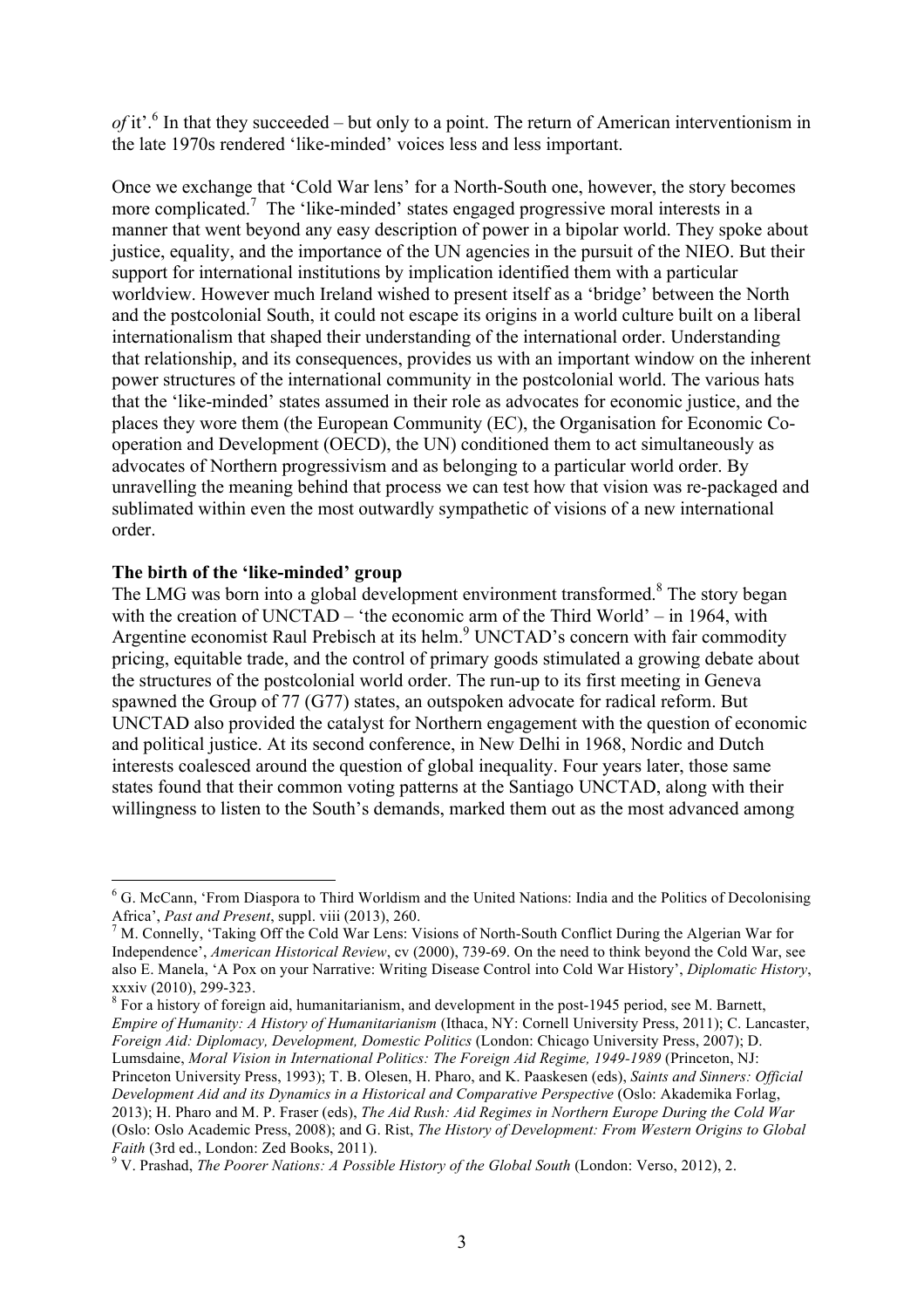*of* it'.[6] In that they succeeded – but only to a point. The return of American interventionism in the late 1970s rendered 'like-minded' voices less and less important.

Once we exchange that 'Cold War lens' for a North-South one, however, the story becomes more complicated.[7] The 'like-minded' states engaged progressive moral interests in a manner that went beyond any easy description of power in a bipolar world. They spoke about justice, equality, and the importance of the UN agencies in the pursuit of the NIEO. But their support for international institutions by implication identified them with a particular worldview. However much Ireland wished to present itself as a 'bridge' between the North and the postcolonial South, it could not escape its origins in a world culture built on a liberal internationalism that shaped their understanding of the international order. Understanding that relationship, and its consequences, provides us with an important window on the inherent power structures of the international community in the postcolonial world. The various hats that the 'like-minded' states assumed in their role as advocates for economic justice, and the places they wore them (the European Community (EC), the Organisation for Economic Co-operation and Development (OECD), the UN) conditioned them to act simultaneously as advocates of Northern progressivism and as belonging to a particular world order. By unravelling the meaning behind that process we can test how that vision was re-packaged and sublimated within even the most outwardly sympathetic of visions of a new international order.

**The birth of the 'like-minded' group**

The LMG was born into a global development environment transformed.[8] The story began with the creation of UNCTAD – 'the economic arm of the Third World' – in 1964, with Argentine economist Raul Prebisch at its helm.[9] UNCTAD's concern with fair commodity pricing, equitable trade, and the control of primary goods stimulated a growing debate about the structures of the postcolonial world order. The run-up to its first meeting in Geneva spawned the Group of 77 (G77) states, an outspoken advocate for radical reform. But UNCTAD also provided the catalyst for Northern engagement with the question of economic and political justice. At its second conference, in New Delhi in 1968, Nordic and Dutch interests coalesced around the question of global inequality. Four years later, those same states found that their common voting patterns at the Santiago UNCTAD, along with their willingness to listen to the South's demands, marked them out as the most advanced among

---

[6] G. McCann, 'From Diaspora to Third Worldism and the United Nations: India and the Politics of Decolonising Africa', *Past and Present*, suppl. viii (2013), 260.

[7] M. Connelly, 'Taking Off the Cold War Lens: Visions of North-South Conflict During the Algerian War for Independence', *American Historical Review*, cv (2000), 739-69. On the need to think beyond the Cold War, see also E. Manela, 'A Pox on your Narrative: Writing Disease Control into Cold War History', *Diplomatic History*, xxxiv (2010), 299-323.

[8] For a history of foreign aid, humanitarianism, and development in the post-1945 period, see M. Barnett, *Empire of Humanity: A History of Humanitarianism* (Ithaca, NY: Cornell University Press, 2011); C. Lancaster, *Foreign Aid: Diplomacy, Development, Domestic Politics* (London: Chicago University Press, 2007); D. Lumsdaine, *Moral Vision in International Politics: The Foreign Aid Regime, 1949-1989* (Princeton, NJ: Princeton University Press, 1993); T. B. Olesen, H. Pharo, and K. Paaskesen (eds), *Saints and Sinners: Official Development Aid and its Dynamics in a Historical and Comparative Perspective* (Oslo: Akademika Forlag, 2013); H. Pharo and M. P. Fraser (eds), *The Aid Rush: Aid Regimes in Northern Europe During the Cold War* (Oslo: Oslo Academic Press, 2008); and G. Rist, *The History of Development: From Western Origins to Global Faith* (3rd ed., London: Zed Books, 2011).

[9] V. Prashad, *The Poorer Nations: A Possible History of the Global South* (London: Verso, 2012), 2.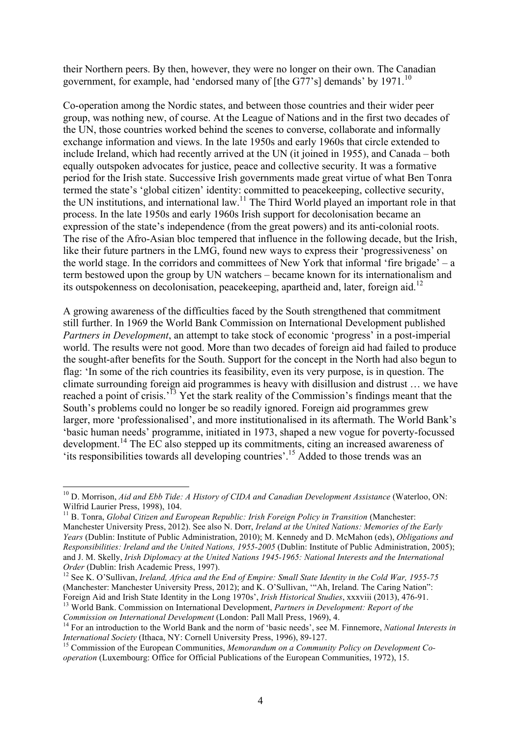their Northern peers. By then, however, they were no longer on their own. The Canadian government, for example, had 'endorsed many of [the G77's] demands' by 1971.[10]

Co-operation among the Nordic states, and between those countries and their wider peer group, was nothing new, of course. At the League of Nations and in the first two decades of the UN, those countries worked behind the scenes to converse, collaborate and informally exchange information and views. In the late 1950s and early 1960s that circle extended to include Ireland, which had recently arrived at the UN (it joined in 1955), and Canada – both equally outspoken advocates for justice, peace and collective security. It was a formative period for the Irish state. Successive Irish governments made great virtue of what Ben Tonra termed the state's 'global citizen' identity: committed to peacekeeping, collective security, the UN institutions, and international law.[11] The Third World played an important role in that process. In the late 1950s and early 1960s Irish support for decolonisation became an expression of the state's independence (from the great powers) and its anti-colonial roots. The rise of the Afro-Asian bloc tempered that influence in the following decade, but the Irish, like their future partners in the LMG, found new ways to express their 'progressiveness' on the world stage. In the corridors and committees of New York that informal 'fire brigade' – a term bestowed upon the group by UN watchers – became known for its internationalism and its outspokenness on decolonisation, peacekeeping, apartheid and, later, foreign aid.[12]

A growing awareness of the difficulties faced by the South strengthened that commitment still further. In 1969 the World Bank Commission on International Development published *Partners in Development*, an attempt to take stock of economic 'progress' in a post-imperial world. The results were not good. More than two decades of foreign aid had failed to produce the sought-after benefits for the South. Support for the concept in the North had also begun to flag: 'In some of the rich countries its feasibility, even its very purpose, is in question. The climate surrounding foreign aid programmes is heavy with disillusion and distrust … we have reached a point of crisis.'[13] Yet the stark reality of the Commission's findings meant that the South's problems could no longer be so readily ignored. Foreign aid programmes grew larger, more 'professionalised', and more institutionalised in its aftermath. The World Bank's 'basic human needs' programme, initiated in 1973, shaped a new vogue for poverty-focussed development.[14] The EC also stepped up its commitments, citing an increased awareness of 'its responsibilities towards all developing countries'.[15] Added to those trends was an

---

[10] D. Morrison, *Aid and Ebb Tide: A History of CIDA and Canadian Development Assistance* (Waterloo, ON: Wilfrid Laurier Press, 1998), 104.

[11] B. Tonra, *Global Citizen and European Republic: Irish Foreign Policy in Transition* (Manchester: Manchester University Press, 2012). See also N. Dorr, *Ireland at the United Nations: Memories of the Early Years* (Dublin: Institute of Public Administration, 2010); M. Kennedy and D. McMahon (eds), *Obligations and Responsibilities: Ireland and the United Nations, 1955-2005* (Dublin: Institute of Public Administration, 2005); and J. M. Skelly, *Irish Diplomacy at the United Nations 1945-1965: National Interests and the International Order* (Dublin: Irish Academic Press, 1997).

[12] See K. O'Sullivan, *Ireland, Africa and the End of Empire: Small State Identity in the Cold War, 1955-75* (Manchester: Manchester University Press, 2012); and K. O'Sullivan, '"Ah, Ireland. The Caring Nation": Foreign Aid and Irish State Identity in the Long 1970s', *Irish Historical Studies*, xxxviii (2013), 476-91.

[13] World Bank. Commission on International Development, *Partners in Development: Report of the Commission on International Development* (London: Pall Mall Press, 1969), 4.

[14] For an introduction to the World Bank and the norm of 'basic needs', see M. Finnemore, *National Interests in International Society* (Ithaca, NY: Cornell University Press, 1996), 89-127.

[15] Commission of the European Communities, *Memorandum on a Community Policy on Development Co-operation* (Luxembourg: Office for Official Publications of the European Communities, 1972), 15.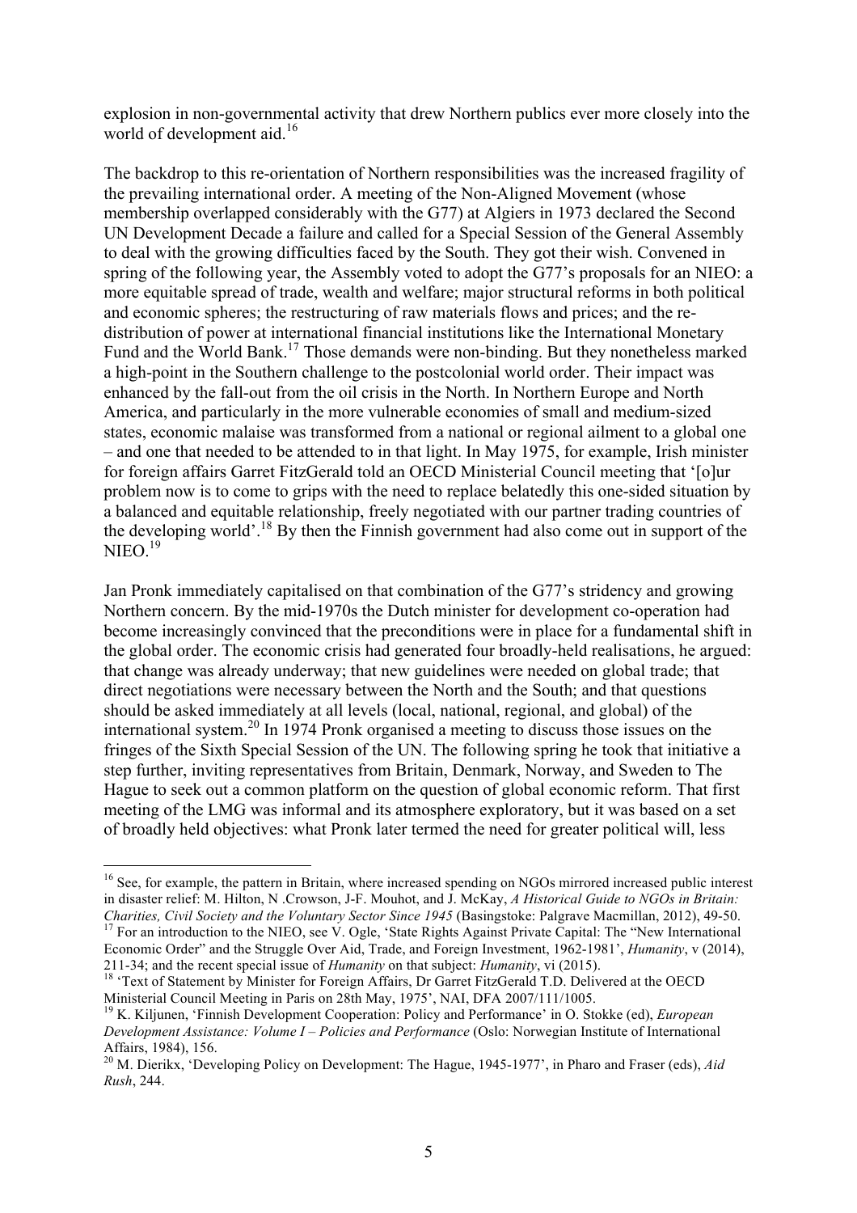explosion in non-governmental activity that drew Northern publics ever more closely into the world of development aid.[16]

The backdrop to this re-orientation of Northern responsibilities was the increased fragility of the prevailing international order. A meeting of the Non-Aligned Movement (whose membership overlapped considerably with the G77) at Algiers in 1973 declared the Second UN Development Decade a failure and called for a Special Session of the General Assembly to deal with the growing difficulties faced by the South. They got their wish. Convened in spring of the following year, the Assembly voted to adopt the G77's proposals for an NIEO: a more equitable spread of trade, wealth and welfare; major structural reforms in both political and economic spheres; the restructuring of raw materials flows and prices; and the re-distribution of power at international financial institutions like the International Monetary Fund and the World Bank.[17] Those demands were non-binding. But they nonetheless marked a high-point in the Southern challenge to the postcolonial world order. Their impact was enhanced by the fall-out from the oil crisis in the North. In Northern Europe and North America, and particularly in the more vulnerable economies of small and medium-sized states, economic malaise was transformed from a national or regional ailment to a global one – and one that needed to be attended to in that light. In May 1975, for example, Irish minister for foreign affairs Garret FitzGerald told an OECD Ministerial Council meeting that '[o]ur problem now is to come to grips with the need to replace belatedly this one-sided situation by a balanced and equitable relationship, freely negotiated with our partner trading countries of the developing world'.[18] By then the Finnish government had also come out in support of the NIEO.[19]

Jan Pronk immediately capitalised on that combination of the G77's stridency and growing Northern concern. By the mid-1970s the Dutch minister for development co-operation had become increasingly convinced that the preconditions were in place for a fundamental shift in the global order. The economic crisis had generated four broadly-held realisations, he argued: that change was already underway; that new guidelines were needed on global trade; that direct negotiations were necessary between the North and the South; and that questions should be asked immediately at all levels (local, national, regional, and global) of the international system.[20] In 1974 Pronk organised a meeting to discuss those issues on the fringes of the Sixth Special Session of the UN. The following spring he took that initiative a step further, inviting representatives from Britain, Denmark, Norway, and Sweden to The Hague to seek out a common platform on the question of global economic reform. That first meeting of the LMG was informal and its atmosphere exploratory, but it was based on a set of broadly held objectives: what Pronk later termed the need for greater political will, less

---

[16] See, for example, the pattern in Britain, where increased spending on NGOs mirrored increased public interest in disaster relief: M. Hilton, N .Crowson, J-F. Mouhot, and J. McKay, *A Historical Guide to NGOs in Britain: Charities, Civil Society and the Voluntary Sector Since 1945* (Basingstoke: Palgrave Macmillan, 2012), 49-50.

[17] For an introduction to the NIEO, see V. Ogle, 'State Rights Against Private Capital: The "New International Economic Order" and the Struggle Over Aid, Trade, and Foreign Investment, 1962-1981', *Humanity*, v (2014), 211-34; and the recent special issue of *Humanity* on that subject: *Humanity*, vi (2015).

[18] 'Text of Statement by Minister for Foreign Affairs, Dr Garret FitzGerald T.D. Delivered at the OECD Ministerial Council Meeting in Paris on 28th May, 1975', NAI, DFA 2007/111/1005.

[19] K. Kiljunen, 'Finnish Development Cooperation: Policy and Performance' in O. Stokke (ed), *European Development Assistance: Volume I – Policies and Performance* (Oslo: Norwegian Institute of International Affairs, 1984), 156.

[20] M. Dierikx, 'Developing Policy on Development: The Hague, 1945-1977', in Pharo and Fraser (eds), *Aid Rush*, 244.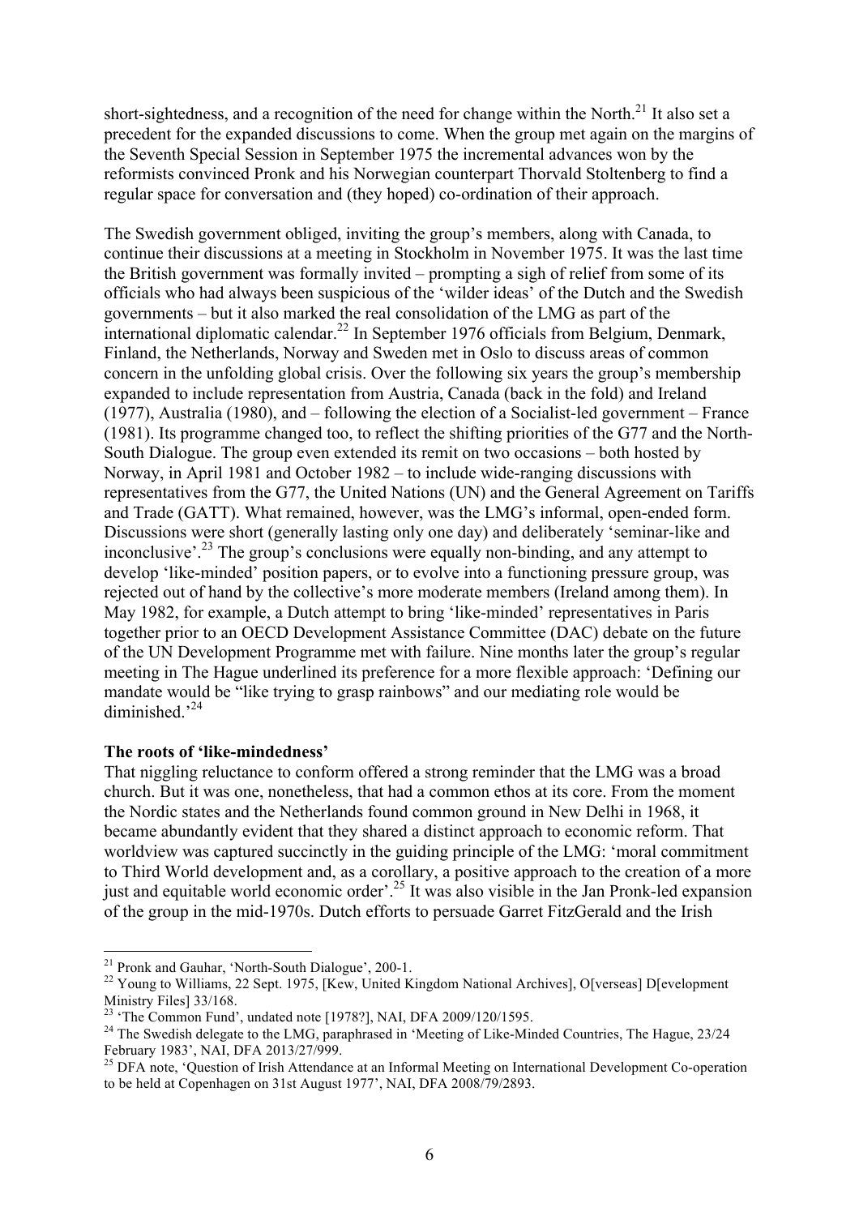short-sightedness, and a recognition of the need for change within the North.[21] It also set a precedent for the expanded discussions to come. When the group met again on the margins of the Seventh Special Session in September 1975 the incremental advances won by the reformists convinced Pronk and his Norwegian counterpart Thorvald Stoltenberg to find a regular space for conversation and (they hoped) co-ordination of their approach.

The Swedish government obliged, inviting the group's members, along with Canada, to continue their discussions at a meeting in Stockholm in November 1975. It was the last time the British government was formally invited – prompting a sigh of relief from some of its officials who had always been suspicious of the 'wilder ideas' of the Dutch and the Swedish governments – but it also marked the real consolidation of the LMG as part of the international diplomatic calendar.[22] In September 1976 officials from Belgium, Denmark, Finland, the Netherlands, Norway and Sweden met in Oslo to discuss areas of common concern in the unfolding global crisis. Over the following six years the group's membership expanded to include representation from Austria, Canada (back in the fold) and Ireland (1977), Australia (1980), and – following the election of a Socialist-led government – France (1981). Its programme changed too, to reflect the shifting priorities of the G77 and the North-South Dialogue. The group even extended its remit on two occasions – both hosted by Norway, in April 1981 and October 1982 – to include wide-ranging discussions with representatives from the G77, the United Nations (UN) and the General Agreement on Tariffs and Trade (GATT). What remained, however, was the LMG's informal, open-ended form. Discussions were short (generally lasting only one day) and deliberately 'seminar-like and inconclusive'.[23] The group's conclusions were equally non-binding, and any attempt to develop 'like-minded' position papers, or to evolve into a functioning pressure group, was rejected out of hand by the collective's more moderate members (Ireland among them). In May 1982, for example, a Dutch attempt to bring 'like-minded' representatives in Paris together prior to an OECD Development Assistance Committee (DAC) debate on the future of the UN Development Programme met with failure. Nine months later the group's regular meeting in The Hague underlined its preference for a more flexible approach: 'Defining our mandate would be "like trying to grasp rainbows" and our mediating role would be diminished.'[24]

**The roots of 'like-mindedness'**

That niggling reluctance to conform offered a strong reminder that the LMG was a broad church. But it was one, nonetheless, that had a common ethos at its core. From the moment the Nordic states and the Netherlands found common ground in New Delhi in 1968, it became abundantly evident that they shared a distinct approach to economic reform. That worldview was captured succinctly in the guiding principle of the LMG: 'moral commitment to Third World development and, as a corollary, a positive approach to the creation of a more just and equitable world economic order'.[25] It was also visible in the Jan Pronk-led expansion of the group in the mid-1970s. Dutch efforts to persuade Garret FitzGerald and the Irish

---

[21] Pronk and Gauhar, 'North-South Dialogue', 200-1.

[22] Young to Williams, 22 Sept. 1975, [Kew, United Kingdom National Archives], O[verseas] D[evelopment Ministry Files] 33/168.

[23] 'The Common Fund', undated note [1978?], NAI, DFA 2009/120/1595.

[24] The Swedish delegate to the LMG, paraphrased in 'Meeting of Like-Minded Countries, The Hague, 23/24 February 1983', NAI, DFA 2013/27/999.

[25] DFA note, 'Question of Irish Attendance at an Informal Meeting on International Development Co-operation to be held at Copenhagen on 31st August 1977', NAI, DFA 2008/79/2893.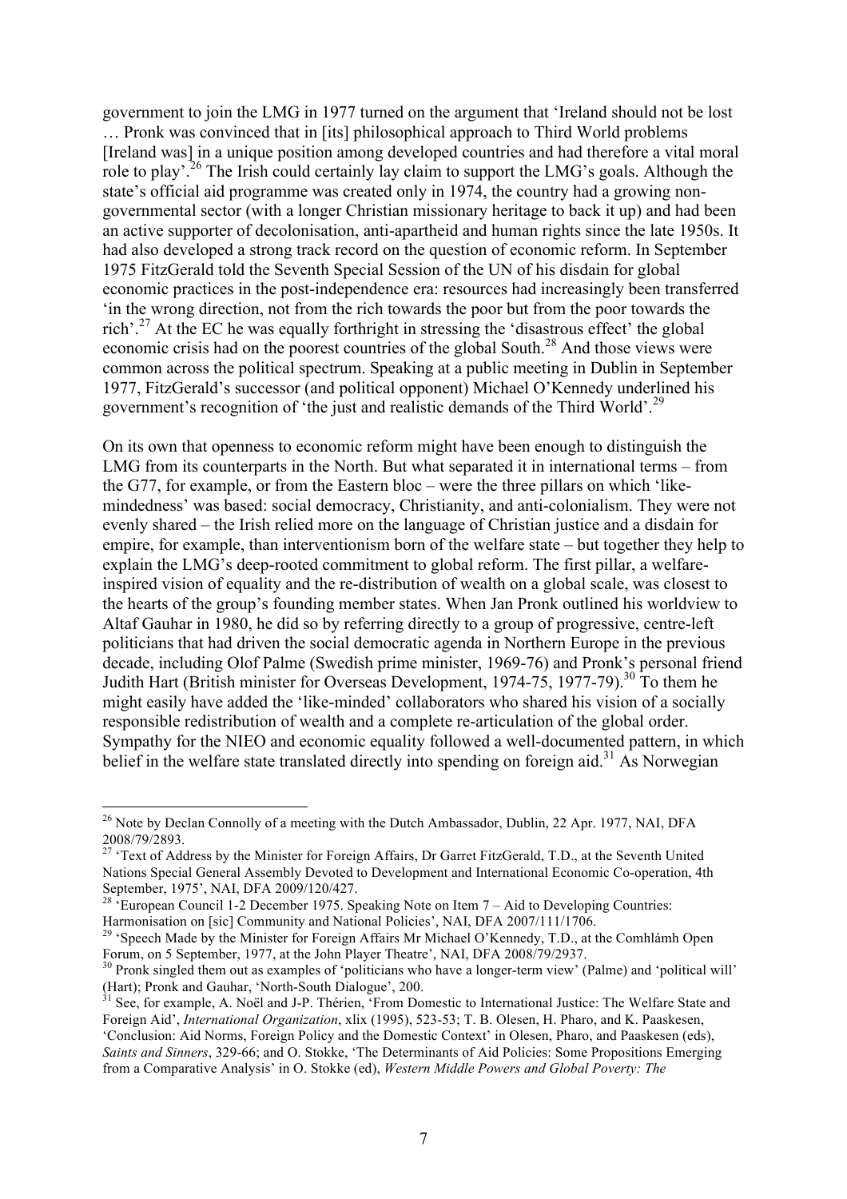government to join the LMG in 1977 turned on the argument that 'Ireland should not be lost … Pronk was convinced that in [its] philosophical approach to Third World problems [Ireland was] in a unique position among developed countries and had therefore a vital moral role to play'.[26] The Irish could certainly lay claim to support the LMG's goals. Although the state's official aid programme was created only in 1974, the country had a growing non-governmental sector (with a longer Christian missionary heritage to back it up) and had been an active supporter of decolonisation, anti-apartheid and human rights since the late 1950s. It had also developed a strong track record on the question of economic reform. In September 1975 FitzGerald told the Seventh Special Session of the UN of his disdain for global economic practices in the post-independence era: resources had increasingly been transferred 'in the wrong direction, not from the rich towards the poor but from the poor towards the rich'.[27] At the EC he was equally forthright in stressing the 'disastrous effect' the global economic crisis had on the poorest countries of the global South.[28] And those views were common across the political spectrum. Speaking at a public meeting in Dublin in September 1977, FitzGerald's successor (and political opponent) Michael O'Kennedy underlined his government's recognition of 'the just and realistic demands of the Third World'.[29]

On its own that openness to economic reform might have been enough to distinguish the LMG from its counterparts in the North. But what separated it in international terms – from the G77, for example, or from the Eastern bloc – were the three pillars on which 'like-mindedness' was based: social democracy, Christianity, and anti-colonialism. They were not evenly shared – the Irish relied more on the language of Christian justice and a disdain for empire, for example, than interventionism born of the welfare state – but together they help to explain the LMG's deep-rooted commitment to global reform. The first pillar, a welfare-inspired vision of equality and the re-distribution of wealth on a global scale, was closest to the hearts of the group's founding member states. When Jan Pronk outlined his worldview to Altaf Gauhar in 1980, he did so by referring directly to a group of progressive, centre-left politicians that had driven the social democratic agenda in Northern Europe in the previous decade, including Olof Palme (Swedish prime minister, 1969-76) and Pronk's personal friend Judith Hart (British minister for Overseas Development, 1974-75, 1977-79).[30] To them he might easily have added the 'like-minded' collaborators who shared his vision of a socially responsible redistribution of wealth and a complete re-articulation of the global order. Sympathy for the NIEO and economic equality followed a well-documented pattern, in which belief in the welfare state translated directly into spending on foreign aid.[31] As Norwegian

---

[26] Note by Declan Connolly of a meeting with the Dutch Ambassador, Dublin, 22 Apr. 1977, NAI, DFA 2008/79/2893.

[27] 'Text of Address by the Minister for Foreign Affairs, Dr Garret FitzGerald, T.D., at the Seventh United Nations Special General Assembly Devoted to Development and International Economic Co-operation, 4th September, 1975', NAI, DFA 2009/120/427.

[28] 'European Council 1-2 December 1975. Speaking Note on Item 7 – Aid to Developing Countries: Harmonisation on [sic] Community and National Policies', NAI, DFA 2007/111/1706.

[29] 'Speech Made by the Minister for Foreign Affairs Mr Michael O'Kennedy, T.D., at the Comhlámh Open Forum, on 5 September, 1977, at the John Player Theatre', NAI, DFA 2008/79/2937.

[30] Pronk singled them out as examples of 'politicians who have a longer-term view' (Palme) and 'political will' (Hart); Pronk and Gauhar, 'North-South Dialogue', 200.

[31] See, for example, A. Noël and J-P. Thérien, 'From Domestic to International Justice: The Welfare State and Foreign Aid', *International Organization*, xlix (1995), 523-53; T. B. Olesen, H. Pharo, and K. Paaskesen, 'Conclusion: Aid Norms, Foreign Policy and the Domestic Context' in Olesen, Pharo, and Paaskesen (eds), *Saints and Sinners*, 329-66; and O. Stokke, 'The Determinants of Aid Policies: Some Propositions Emerging from a Comparative Analysis' in O. Stokke (ed), *Western Middle Powers and Global Poverty: The*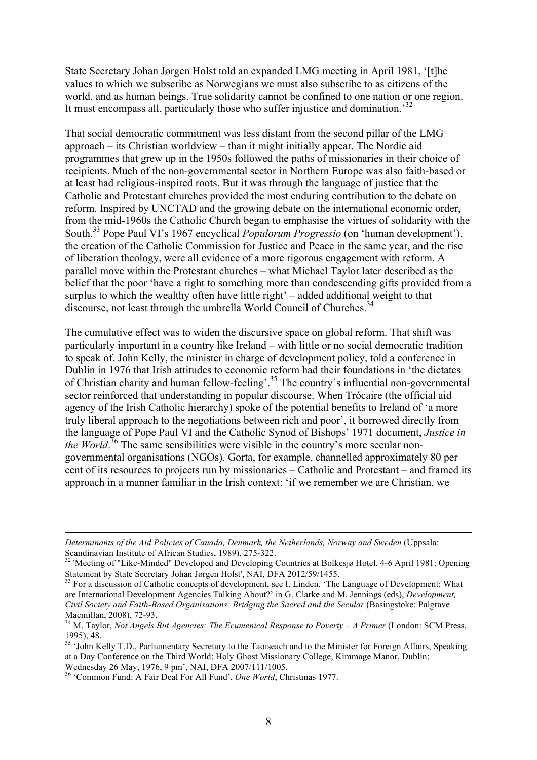State Secretary Johan Jørgen Holst told an expanded LMG meeting in April 1981, '[t]he values to which we subscribe as Norwegians we must also subscribe to as citizens of the world, and as human beings. True solidarity cannot be confined to one nation or one region. It must encompass all, particularly those who suffer injustice and domination.'[32]

That social democratic commitment was less distant from the second pillar of the LMG approach – its Christian worldview – than it might initially appear. The Nordic aid programmes that grew up in the 1950s followed the paths of missionaries in their choice of recipients. Much of the non-governmental sector in Northern Europe was also faith-based or at least had religious-inspired roots. But it was through the language of justice that the Catholic and Protestant churches provided the most enduring contribution to the debate on reform. Inspired by UNCTAD and the growing debate on the international economic order, from the mid-1960s the Catholic Church began to emphasise the virtues of solidarity with the South.[33] Pope Paul VI's 1967 encyclical *Populorum Progressio* (on 'human development'), the creation of the Catholic Commission for Justice and Peace in the same year, and the rise of liberation theology, were all evidence of a more rigorous engagement with reform. A parallel move within the Protestant churches – what Michael Taylor later described as the belief that the poor 'have a right to something more than condescending gifts provided from a surplus to which the wealthy often have little right' – added additional weight to that discourse, not least through the umbrella World Council of Churches.[34]

The cumulative effect was to widen the discursive space on global reform. That shift was particularly important in a country like Ireland – with little or no social democratic tradition to speak of. John Kelly, the minister in charge of development policy, told a conference in Dublin in 1976 that Irish attitudes to economic reform had their foundations in 'the dictates of Christian charity and human fellow-feeling'.[35] The country's influential non-governmental sector reinforced that understanding in popular discourse. When Trócaire (the official aid agency of the Irish Catholic hierarchy) spoke of the potential benefits to Ireland of 'a more truly liberal approach to the negotiations between rich and poor', it borrowed directly from the language of Pope Paul VI and the Catholic Synod of Bishops' 1971 document, *Justice in the World*.[36] The same sensibilities were visible in the country's more secular non-governmental organisations (NGOs). Gorta, for example, channelled approximately 80 per cent of its resources to projects run by missionaries – Catholic and Protestant – and framed its approach in a manner familiar in the Irish context: 'if we remember we are Christian, we

---

*Determinants of the Aid Policies of Canada, Denmark, the Netherlands, Norway and Sweden* (Uppsala: Scandinavian Institute of African Studies, 1989), 275-322.

[32] 'Meeting of "Like-Minded" Developed and Developing Countries at Bolkesjø Hotel, 4-6 April 1981: Opening Statement by State Secretary Johan Jørgen Holst', NAI, DFA 2012/59/1455.

[33] For a discussion of Catholic concepts of development, see I. Linden, 'The Language of Development: What are International Development Agencies Talking About?' in G. Clarke and M. Jennings (eds), *Development, Civil Society and Faith-Based Organisations: Bridging the Sacred and the Secular* (Basingstoke: Palgrave Macmillan, 2008), 72-93.

[34] M. Taylor, *Not Angels But Agencies: The Ecumenical Response to Poverty – A Primer* (London: SCM Press, 1995), 48.

[35] 'John Kelly T.D., Parliamentary Secretary to the Taoiseach and to the Minister for Foreign Affairs, Speaking at a Day Conference on the Third World; Holy Ghost Missionary College, Kimmage Manor, Dublin; Wednesday 26 May, 1976, 9 pm', NAI, DFA 2007/111/1005.

[36] 'Common Fund: A Fair Deal For All Fund', *One World*, Christmas 1977.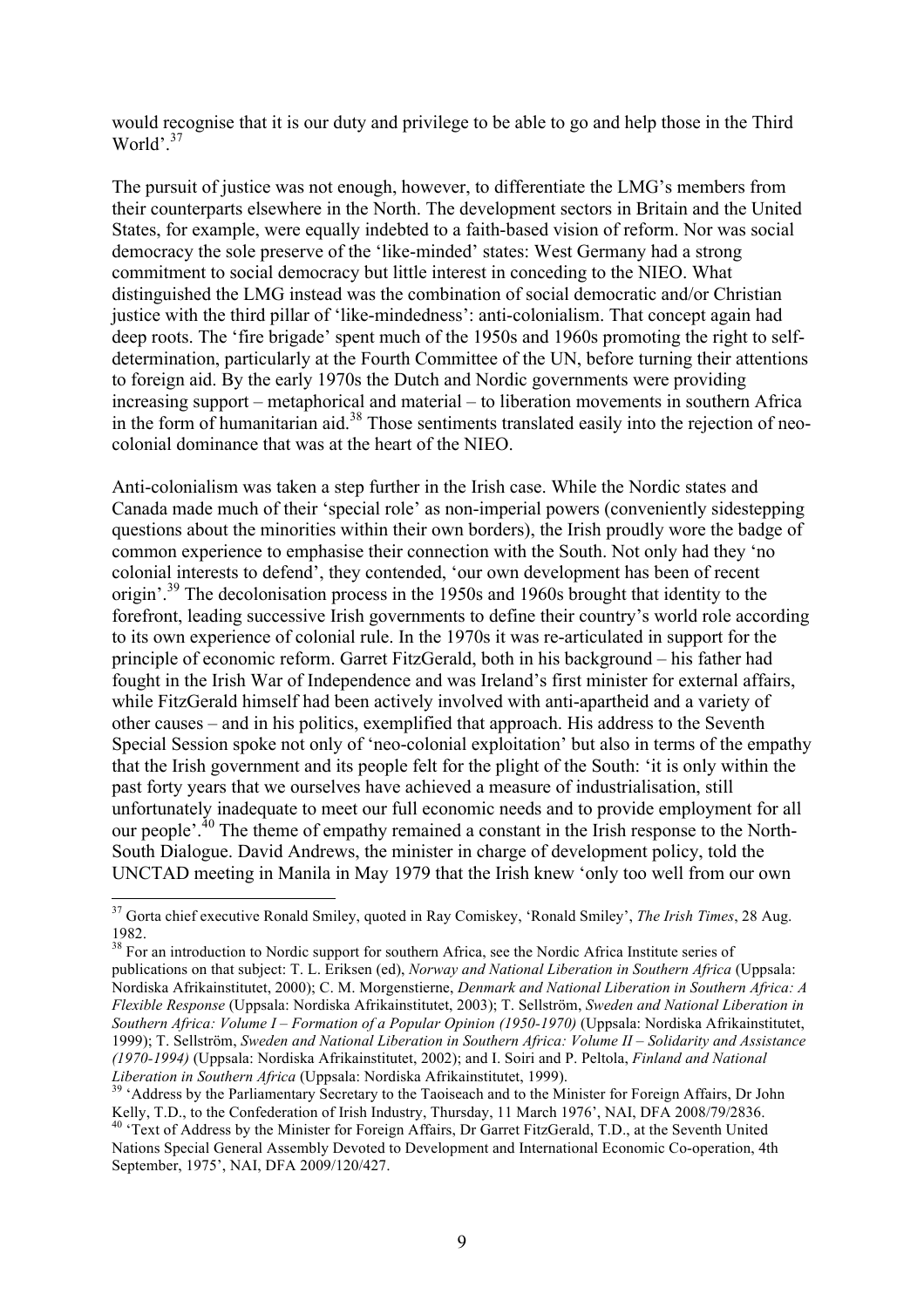would recognise that it is our duty and privilege to be able to go and help those in the Third World'.[37]

The pursuit of justice was not enough, however, to differentiate the LMG's members from their counterparts elsewhere in the North. The development sectors in Britain and the United States, for example, were equally indebted to a faith-based vision of reform. Nor was social democracy the sole preserve of the 'like-minded' states: West Germany had a strong commitment to social democracy but little interest in conceding to the NIEO. What distinguished the LMG instead was the combination of social democratic and/or Christian justice with the third pillar of 'like-mindedness': anti-colonialism. That concept again had deep roots. The 'fire brigade' spent much of the 1950s and 1960s promoting the right to self-determination, particularly at the Fourth Committee of the UN, before turning their attentions to foreign aid. By the early 1970s the Dutch and Nordic governments were providing increasing support – metaphorical and material – to liberation movements in southern Africa in the form of humanitarian aid.[38] Those sentiments translated easily into the rejection of neo-colonial dominance that was at the heart of the NIEO.

Anti-colonialism was taken a step further in the Irish case. While the Nordic states and Canada made much of their 'special role' as non-imperial powers (conveniently sidestepping questions about the minorities within their own borders), the Irish proudly wore the badge of common experience to emphasise their connection with the South. Not only had they 'no colonial interests to defend', they contended, 'our own development has been of recent origin'.[39] The decolonisation process in the 1950s and 1960s brought that identity to the forefront, leading successive Irish governments to define their country's world role according to its own experience of colonial rule. In the 1970s it was re-articulated in support for the principle of economic reform. Garret FitzGerald, both in his background – his father had fought in the Irish War of Independence and was Ireland's first minister for external affairs, while FitzGerald himself had been actively involved with anti-apartheid and a variety of other causes – and in his politics, exemplified that approach. His address to the Seventh Special Session spoke not only of 'neo-colonial exploitation' but also in terms of the empathy that the Irish government and its people felt for the plight of the South: 'it is only within the past forty years that we ourselves have achieved a measure of industrialisation, still unfortunately inadequate to meet our full economic needs and to provide employment for all our people'.[40] The theme of empathy remained a constant in the Irish response to the North-South Dialogue. David Andrews, the minister in charge of development policy, told the UNCTAD meeting in Manila in May 1979 that the Irish knew 'only too well from our own

---

[37] Gorta chief executive Ronald Smiley, quoted in Ray Comiskey, 'Ronald Smiley', *The Irish Times*, 28 Aug. 1982.

[38] For an introduction to Nordic support for southern Africa, see the Nordic Africa Institute series of publications on that subject: T. L. Eriksen (ed), *Norway and National Liberation in Southern Africa* (Uppsala: Nordiska Afrikainstitutet, 2000); C. M. Morgenstierne, *Denmark and National Liberation in Southern Africa: A Flexible Response* (Uppsala: Nordiska Afrikainstitutet, 2003); T. Sellström, *Sweden and National Liberation in Southern Africa: Volume I – Formation of a Popular Opinion (1950-1970)* (Uppsala: Nordiska Afrikainstitutet, 1999); T. Sellström, *Sweden and National Liberation in Southern Africa: Volume II – Solidarity and Assistance (1970-1994)* (Uppsala: Nordiska Afrikainstitutet, 2002); and I. Soiri and P. Peltola, *Finland and National Liberation in Southern Africa* (Uppsala: Nordiska Afrikainstitutet, 1999).

[39] 'Address by the Parliamentary Secretary to the Taoiseach and to the Minister for Foreign Affairs, Dr John Kelly, T.D., to the Confederation of Irish Industry, Thursday, 11 March 1976', NAI, DFA 2008/79/2836.

[40] 'Text of Address by the Minister for Foreign Affairs, Dr Garret FitzGerald, T.D., at the Seventh United Nations Special General Assembly Devoted to Development and International Economic Co-operation, 4th September, 1975', NAI, DFA 2009/120/427.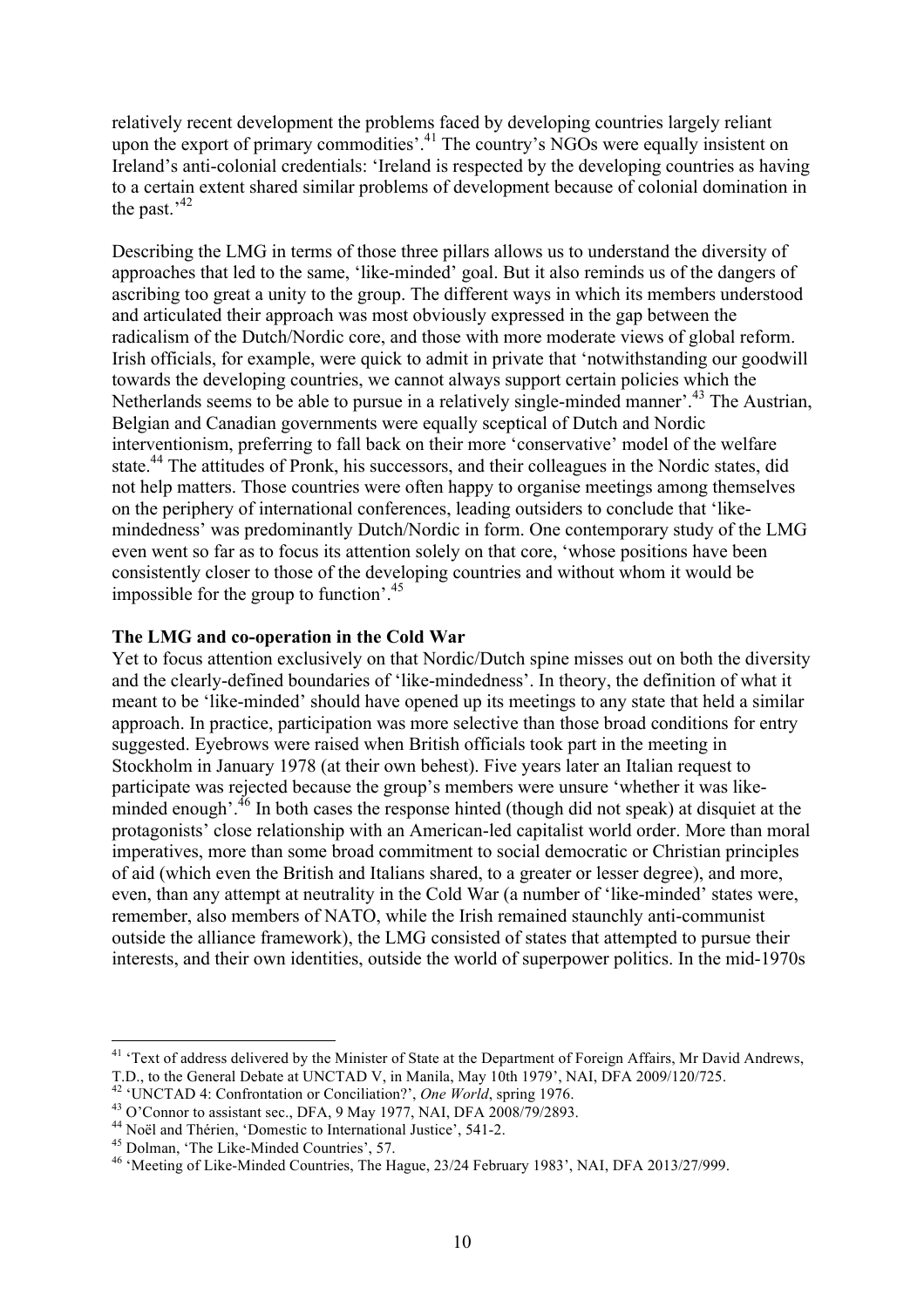relatively recent development the problems faced by developing countries largely reliant upon the export of primary commodities'.[41] The country's NGOs were equally insistent on Ireland's anti-colonial credentials: 'Ireland is respected by the developing countries as having to a certain extent shared similar problems of development because of colonial domination in the past.'[42]

Describing the LMG in terms of those three pillars allows us to understand the diversity of approaches that led to the same, 'like-minded' goal. But it also reminds us of the dangers of ascribing too great a unity to the group. The different ways in which its members understood and articulated their approach was most obviously expressed in the gap between the radicalism of the Dutch/Nordic core, and those with more moderate views of global reform. Irish officials, for example, were quick to admit in private that 'notwithstanding our goodwill towards the developing countries, we cannot always support certain policies which the Netherlands seems to be able to pursue in a relatively single-minded manner'.[43] The Austrian, Belgian and Canadian governments were equally sceptical of Dutch and Nordic interventionism, preferring to fall back on their more 'conservative' model of the welfare state.[44] The attitudes of Pronk, his successors, and their colleagues in the Nordic states, did not help matters. Those countries were often happy to organise meetings among themselves on the periphery of international conferences, leading outsiders to conclude that 'like-mindedness' was predominantly Dutch/Nordic in form. One contemporary study of the LMG even went so far as to focus its attention solely on that core, 'whose positions have been consistently closer to those of the developing countries and without whom it would be impossible for the group to function'.[45]

**The LMG and co-operation in the Cold War**

Yet to focus attention exclusively on that Nordic/Dutch spine misses out on both the diversity and the clearly-defined boundaries of 'like-mindedness'. In theory, the definition of what it meant to be 'like-minded' should have opened up its meetings to any state that held a similar approach. In practice, participation was more selective than those broad conditions for entry suggested. Eyebrows were raised when British officials took part in the meeting in Stockholm in January 1978 (at their own behest). Five years later an Italian request to participate was rejected because the group's members were unsure 'whether it was like-minded enough'.[46] In both cases the response hinted (though did not speak) at disquiet at the protagonists' close relationship with an American-led capitalist world order. More than moral imperatives, more than some broad commitment to social democratic or Christian principles of aid (which even the British and Italians shared, to a greater or lesser degree), and more, even, than any attempt at neutrality in the Cold War (a number of 'like-minded' states were, remember, also members of NATO, while the Irish remained staunchly anti-communist outside the alliance framework), the LMG consisted of states that attempted to pursue their interests, and their own identities, outside the world of superpower politics. In the mid-1970s

[41] 'Text of address delivered by the Minister of State at the Department of Foreign Affairs, Mr David Andrews, T.D., to the General Debate at UNCTAD V, in Manila, May 10th 1979', NAI, DFA 2009/120/725.

[42] 'UNCTAD 4: Confrontation or Conciliation?', *One World*, spring 1976.

[43] O'Connor to assistant sec., DFA, 9 May 1977, NAI, DFA 2008/79/2893.

[44] Noël and Thérien, 'Domestic to International Justice', 541-2.

[45] Dolman, 'The Like-Minded Countries', 57.

[46] 'Meeting of Like-Minded Countries, The Hague, 23/24 February 1983', NAI, DFA 2013/27/999.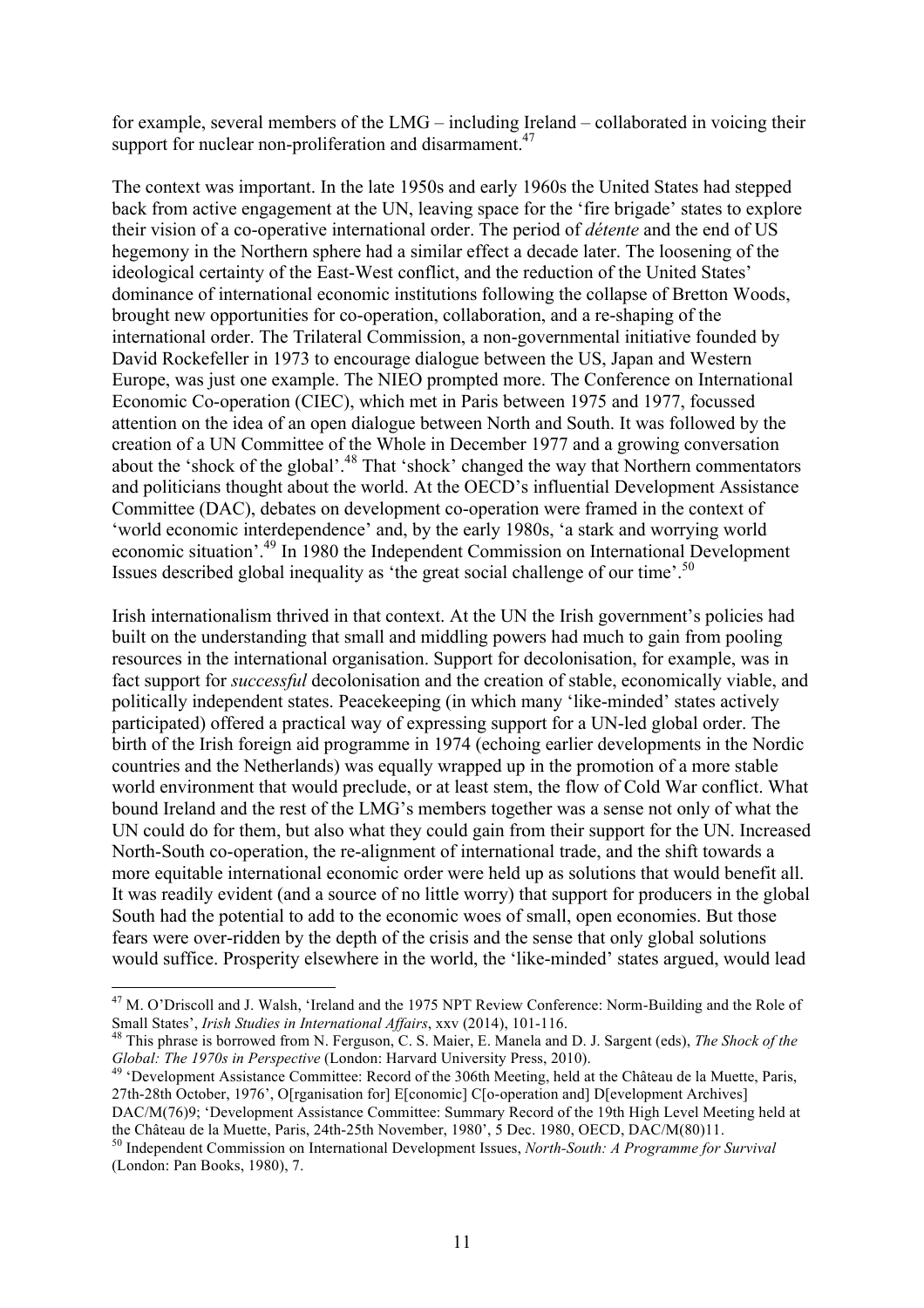for example, several members of the LMG – including Ireland – collaborated in voicing their support for nuclear non-proliferation and disarmament.[47]

The context was important. In the late 1950s and early 1960s the United States had stepped back from active engagement at the UN, leaving space for the 'fire brigade' states to explore their vision of a co-operative international order. The period of *détente* and the end of US hegemony in the Northern sphere had a similar effect a decade later. The loosening of the ideological certainty of the East-West conflict, and the reduction of the United States' dominance of international economic institutions following the collapse of Bretton Woods, brought new opportunities for co-operation, collaboration, and a re-shaping of the international order. The Trilateral Commission, a non-governmental initiative founded by David Rockefeller in 1973 to encourage dialogue between the US, Japan and Western Europe, was just one example. The NIEO prompted more. The Conference on International Economic Co-operation (CIEC), which met in Paris between 1975 and 1977, focussed attention on the idea of an open dialogue between North and South. It was followed by the creation of a UN Committee of the Whole in December 1977 and a growing conversation about the 'shock of the global'.[48] That 'shock' changed the way that Northern commentators and politicians thought about the world. At the OECD's influential Development Assistance Committee (DAC), debates on development co-operation were framed in the context of 'world economic interdependence' and, by the early 1980s, 'a stark and worrying world economic situation'.[49] In 1980 the Independent Commission on International Development Issues described global inequality as 'the great social challenge of our time'.[50]

Irish internationalism thrived in that context. At the UN the Irish government's policies had built on the understanding that small and middling powers had much to gain from pooling resources in the international organisation. Support for decolonisation, for example, was in fact support for *successful* decolonisation and the creation of stable, economically viable, and politically independent states. Peacekeeping (in which many 'like-minded' states actively participated) offered a practical way of expressing support for a UN-led global order. The birth of the Irish foreign aid programme in 1974 (echoing earlier developments in the Nordic countries and the Netherlands) was equally wrapped up in the promotion of a more stable world environment that would preclude, or at least stem, the flow of Cold War conflict. What bound Ireland and the rest of the LMG's members together was a sense not only of what the UN could do for them, but also what they could gain from their support for the UN. Increased North-South co-operation, the re-alignment of international trade, and the shift towards a more equitable international economic order were held up as solutions that would benefit all. It was readily evident (and a source of no little worry) that support for producers in the global South had the potential to add to the economic woes of small, open economies. But those fears were over-ridden by the depth of the crisis and the sense that only global solutions would suffice. Prosperity elsewhere in the world, the 'like-minded' states argued, would lead

---

[47] M. O'Driscoll and J. Walsh, 'Ireland and the 1975 NPT Review Conference: Norm-Building and the Role of Small States', *Irish Studies in International Affairs*, xxv (2014), 101-116.

[48] This phrase is borrowed from N. Ferguson, C. S. Maier, E. Manela and D. J. Sargent (eds), *The Shock of the Global: The 1970s in Perspective* (London: Harvard University Press, 2010).

[49] 'Development Assistance Committee: Record of the 306th Meeting, held at the Château de la Muette, Paris, 27th-28th October, 1976', O[rganisation for] E[conomic] C[o-operation and] D[evelopment Archives] DAC/M(76)9; 'Development Assistance Committee: Summary Record of the 19th High Level Meeting held at the Château de la Muette, Paris, 24th-25th November, 1980', 5 Dec. 1980, OECD, DAC/M(80)11.

[50] Independent Commission on International Development Issues, *North-South: A Programme for Survival* (London: Pan Books, 1980), 7.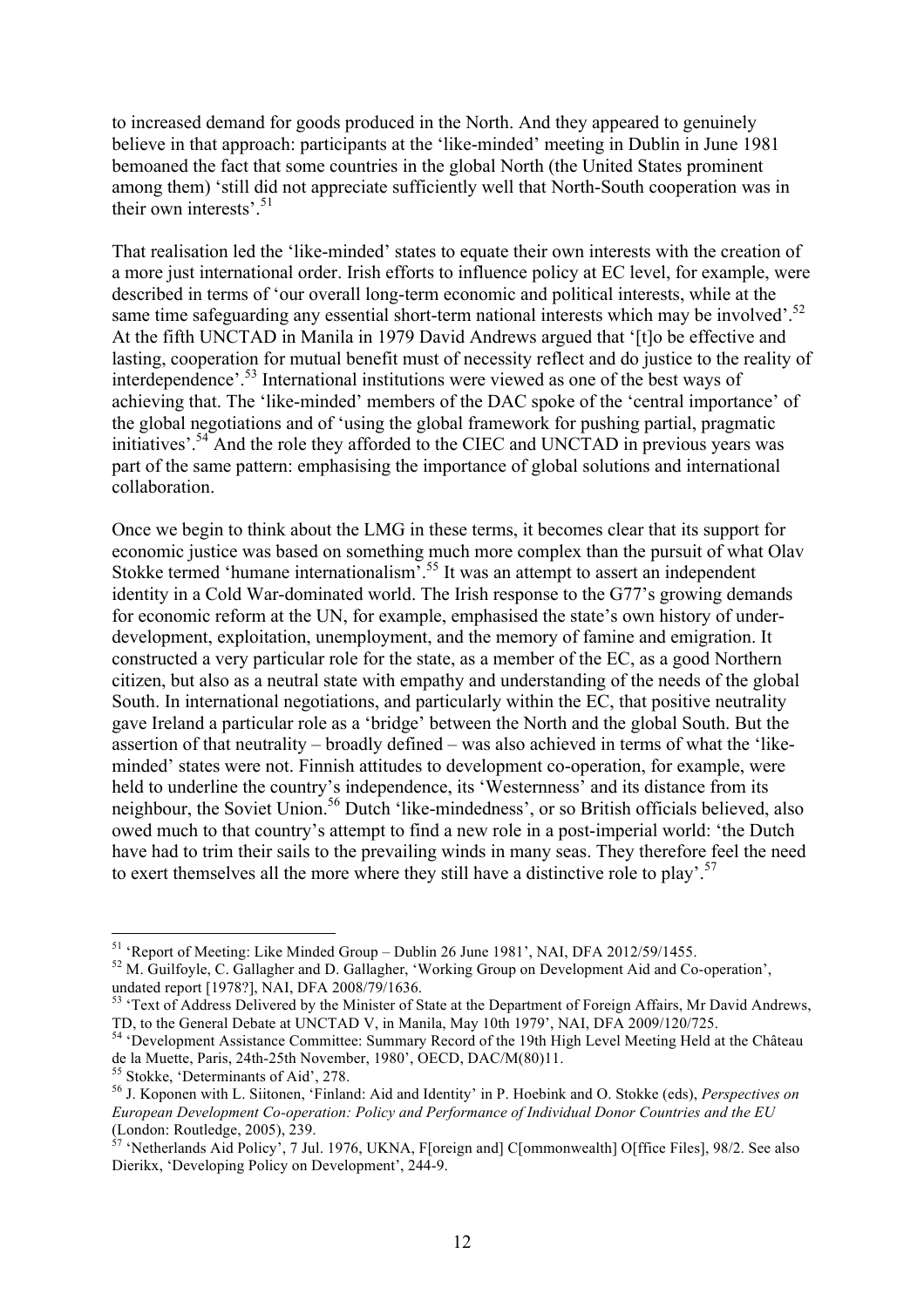to increased demand for goods produced in the North. And they appeared to genuinely believe in that approach: participants at the 'like-minded' meeting in Dublin in June 1981 bemoaned the fact that some countries in the global North (the United States prominent among them) 'still did not appreciate sufficiently well that North-South cooperation was in their own interests'.[51]

That realisation led the 'like-minded' states to equate their own interests with the creation of a more just international order. Irish efforts to influence policy at EC level, for example, were described in terms of 'our overall long-term economic and political interests, while at the same time safeguarding any essential short-term national interests which may be involved'.[52] At the fifth UNCTAD in Manila in 1979 David Andrews argued that '[t]o be effective and lasting, cooperation for mutual benefit must of necessity reflect and do justice to the reality of interdependence'.[53] International institutions were viewed as one of the best ways of achieving that. The 'like-minded' members of the DAC spoke of the 'central importance' of the global negotiations and of 'using the global framework for pushing partial, pragmatic initiatives'.[54] And the role they afforded to the CIEC and UNCTAD in previous years was part of the same pattern: emphasising the importance of global solutions and international collaboration.

Once we begin to think about the LMG in these terms, it becomes clear that its support for economic justice was based on something much more complex than the pursuit of what Olav Stokke termed 'humane internationalism'.[55] It was an attempt to assert an independent identity in a Cold War-dominated world. The Irish response to the G77's growing demands for economic reform at the UN, for example, emphasised the state's own history of under-development, exploitation, unemployment, and the memory of famine and emigration. It constructed a very particular role for the state, as a member of the EC, as a good Northern citizen, but also as a neutral state with empathy and understanding of the needs of the global South. In international negotiations, and particularly within the EC, that positive neutrality gave Ireland a particular role as a 'bridge' between the North and the global South. But the assertion of that neutrality – broadly defined – was also achieved in terms of what the 'like-minded' states were not. Finnish attitudes to development co-operation, for example, were held to underline the country's independence, its 'Westernness' and its distance from its neighbour, the Soviet Union.[56] Dutch 'like-mindedness', or so British officials believed, also owed much to that country's attempt to find a new role in a post-imperial world: 'the Dutch have had to trim their sails to the prevailing winds in many seas. They therefore feel the need to exert themselves all the more where they still have a distinctive role to play'.[57]

---

[51] 'Report of Meeting: Like Minded Group – Dublin 26 June 1981', NAI, DFA 2012/59/1455.

[52] M. Guilfoyle, C. Gallagher and D. Gallagher, 'Working Group on Development Aid and Co-operation', undated report [1978?], NAI, DFA 2008/79/1636.

[53] 'Text of Address Delivered by the Minister of State at the Department of Foreign Affairs, Mr David Andrews, TD, to the General Debate at UNCTAD V, in Manila, May 10th 1979', NAI, DFA 2009/120/725.

[54] 'Development Assistance Committee: Summary Record of the 19th High Level Meeting Held at the Château de la Muette, Paris, 24th-25th November, 1980', OECD, DAC/M(80)11.

[55] Stokke, 'Determinants of Aid', 278.

[56] J. Koponen with L. Siitonen, 'Finland: Aid and Identity' in P. Hoebink and O. Stokke (eds), *Perspectives on European Development Co-operation: Policy and Performance of Individual Donor Countries and the EU* (London: Routledge, 2005), 239.

[57] 'Netherlands Aid Policy', 7 Jul. 1976, UKNA, F[oreign and] C[ommonwealth] O[ffice Files], 98/2. See also Dierikx, 'Developing Policy on Development', 244-9.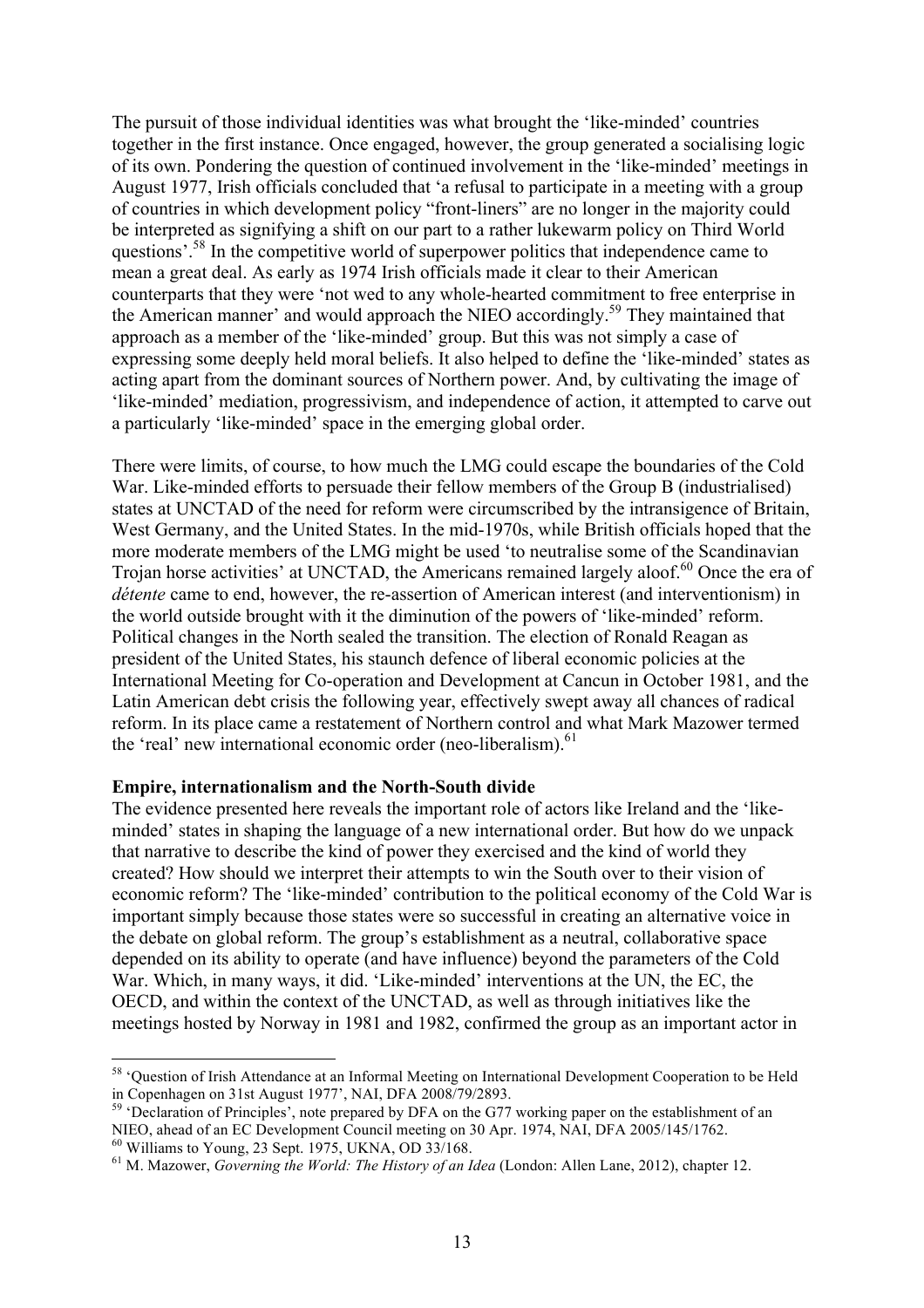The pursuit of those individual identities was what brought the 'like-minded' countries together in the first instance. Once engaged, however, the group generated a socialising logic of its own. Pondering the question of continued involvement in the 'like-minded' meetings in August 1977, Irish officials concluded that 'a refusal to participate in a meeting with a group of countries in which development policy "front-liners" are no longer in the majority could be interpreted as signifying a shift on our part to a rather lukewarm policy on Third World questions'.[58] In the competitive world of superpower politics that independence came to mean a great deal. As early as 1974 Irish officials made it clear to their American counterparts that they were 'not wed to any whole-hearted commitment to free enterprise in the American manner' and would approach the NIEO accordingly.[59] They maintained that approach as a member of the 'like-minded' group. But this was not simply a case of expressing some deeply held moral beliefs. It also helped to define the 'like-minded' states as acting apart from the dominant sources of Northern power. And, by cultivating the image of 'like-minded' mediation, progressivism, and independence of action, it attempted to carve out a particularly 'like-minded' space in the emerging global order.

There were limits, of course, to how much the LMG could escape the boundaries of the Cold War. Like-minded efforts to persuade their fellow members of the Group B (industrialised) states at UNCTAD of the need for reform were circumscribed by the intransigence of Britain, West Germany, and the United States. In the mid-1970s, while British officials hoped that the more moderate members of the LMG might be used 'to neutralise some of the Scandinavian Trojan horse activities' at UNCTAD, the Americans remained largely aloof.[60] Once the era of *détente* came to end, however, the re-assertion of American interest (and interventionism) in the world outside brought with it the diminution of the powers of 'like-minded' reform. Political changes in the North sealed the transition. The election of Ronald Reagan as president of the United States, his staunch defence of liberal economic policies at the International Meeting for Co-operation and Development at Cancun in October 1981, and the Latin American debt crisis the following year, effectively swept away all chances of radical reform. In its place came a restatement of Northern control and what Mark Mazower termed the 'real' new international economic order (neo-liberalism).[61]

**Empire, internationalism and the North-South divide**

The evidence presented here reveals the important role of actors like Ireland and the 'like-minded' states in shaping the language of a new international order. But how do we unpack that narrative to describe the kind of power they exercised and the kind of world they created? How should we interpret their attempts to win the South over to their vision of economic reform? The 'like-minded' contribution to the political economy of the Cold War is important simply because those states were so successful in creating an alternative voice in the debate on global reform. The group's establishment as a neutral, collaborative space depended on its ability to operate (and have influence) beyond the parameters of the Cold War. Which, in many ways, it did. 'Like-minded' interventions at the UN, the EC, the OECD, and within the context of the UNCTAD, as well as through initiatives like the meetings hosted by Norway in 1981 and 1982, confirmed the group as an important actor in

---

[58] 'Question of Irish Attendance at an Informal Meeting on International Development Cooperation to be Held in Copenhagen on 31st August 1977', NAI, DFA 2008/79/2893.

[59] 'Declaration of Principles', note prepared by DFA on the G77 working paper on the establishment of an NIEO, ahead of an EC Development Council meeting on 30 Apr. 1974, NAI, DFA 2005/145/1762.

[60] Williams to Young, 23 Sept. 1975, UKNA, OD 33/168.

[61] M. Mazower, *Governing the World: The History of an Idea* (London: Allen Lane, 2012), chapter 12.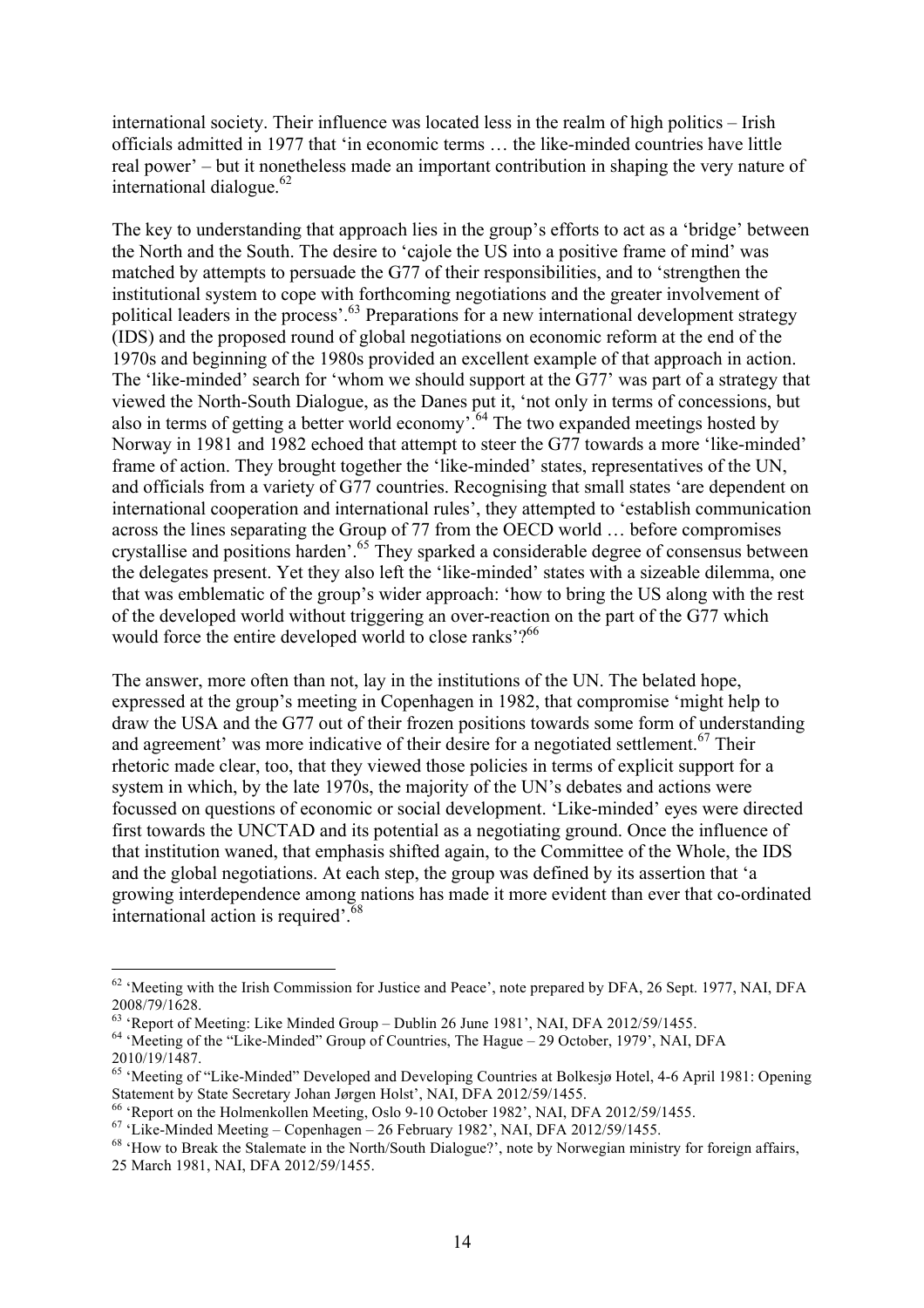international society. Their influence was located less in the realm of high politics – Irish officials admitted in 1977 that 'in economic terms … the like-minded countries have little real power' – but it nonetheless made an important contribution in shaping the very nature of international dialogue.[62]

The key to understanding that approach lies in the group's efforts to act as a 'bridge' between the North and the South. The desire to 'cajole the US into a positive frame of mind' was matched by attempts to persuade the G77 of their responsibilities, and to 'strengthen the institutional system to cope with forthcoming negotiations and the greater involvement of political leaders in the process'.[63] Preparations for a new international development strategy (IDS) and the proposed round of global negotiations on economic reform at the end of the 1970s and beginning of the 1980s provided an excellent example of that approach in action. The 'like-minded' search for 'whom we should support at the G77' was part of a strategy that viewed the North-South Dialogue, as the Danes put it, 'not only in terms of concessions, but also in terms of getting a better world economy'.[64] The two expanded meetings hosted by Norway in 1981 and 1982 echoed that attempt to steer the G77 towards a more 'like-minded' frame of action. They brought together the 'like-minded' states, representatives of the UN, and officials from a variety of G77 countries. Recognising that small states 'are dependent on international cooperation and international rules', they attempted to 'establish communication across the lines separating the Group of 77 from the OECD world … before compromises crystallise and positions harden'.[65] They sparked a considerable degree of consensus between the delegates present. Yet they also left the 'like-minded' states with a sizeable dilemma, one that was emblematic of the group's wider approach: 'how to bring the US along with the rest of the developed world without triggering an over-reaction on the part of the G77 which would force the entire developed world to close ranks'?[66]

The answer, more often than not, lay in the institutions of the UN. The belated hope, expressed at the group's meeting in Copenhagen in 1982, that compromise 'might help to draw the USA and the G77 out of their frozen positions towards some form of understanding and agreement' was more indicative of their desire for a negotiated settlement.[67] Their rhetoric made clear, too, that they viewed those policies in terms of explicit support for a system in which, by the late 1970s, the majority of the UN's debates and actions were focussed on questions of economic or social development. 'Like-minded' eyes were directed first towards the UNCTAD and its potential as a negotiating ground. Once the influence of that institution waned, that emphasis shifted again, to the Committee of the Whole, the IDS and the global negotiations. At each step, the group was defined by its assertion that 'a growing interdependence among nations has made it more evident than ever that co-ordinated international action is required'.[68]

---

[62] 'Meeting with the Irish Commission for Justice and Peace', note prepared by DFA, 26 Sept. 1977, NAI, DFA 2008/79/1628.

[63] 'Report of Meeting: Like Minded Group – Dublin 26 June 1981', NAI, DFA 2012/59/1455.

[64] 'Meeting of the "Like-Minded" Group of Countries, The Hague – 29 October, 1979', NAI, DFA 2010/19/1487.

[65] 'Meeting of "Like-Minded" Developed and Developing Countries at Bolkesjø Hotel, 4-6 April 1981: Opening Statement by State Secretary Johan Jørgen Holst', NAI, DFA 2012/59/1455.

[66] 'Report on the Holmenkollen Meeting, Oslo 9-10 October 1982', NAI, DFA 2012/59/1455.

[67] 'Like-Minded Meeting – Copenhagen – 26 February 1982', NAI, DFA 2012/59/1455.

[68] 'How to Break the Stalemate in the North/South Dialogue?', note by Norwegian ministry for foreign affairs, 25 March 1981, NAI, DFA 2012/59/1455.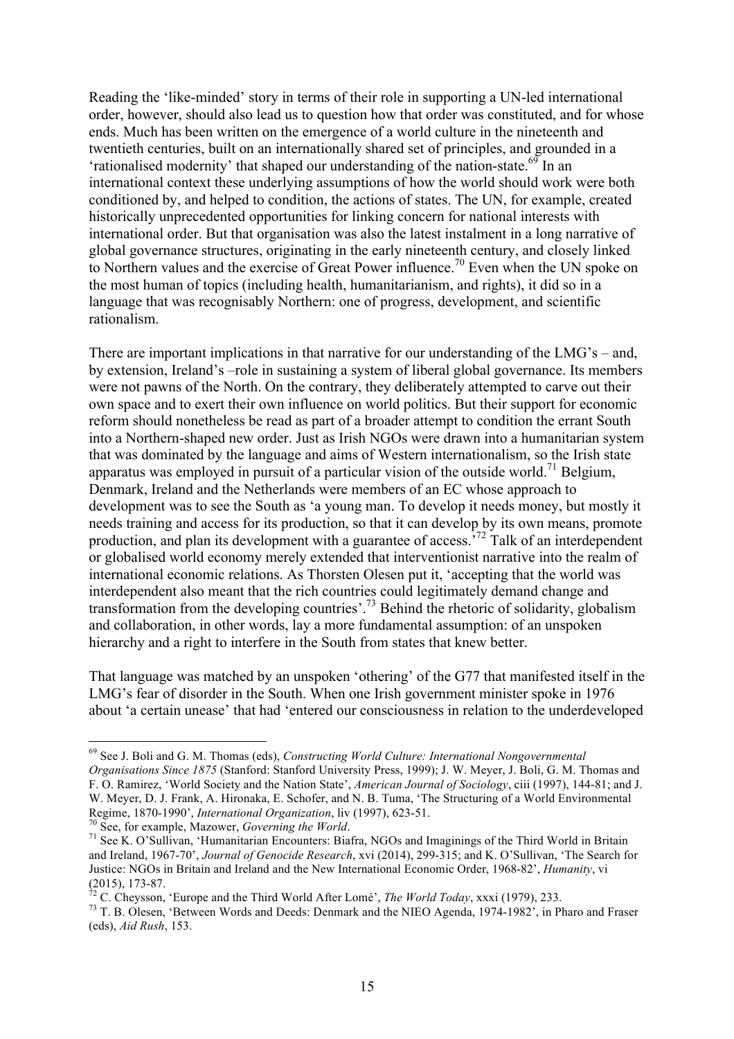Reading the 'like-minded' story in terms of their role in supporting a UN-led international order, however, should also lead us to question how that order was constituted, and for whose ends. Much has been written on the emergence of a world culture in the nineteenth and twentieth centuries, built on an internationally shared set of principles, and grounded in a 'rationalised modernity' that shaped our understanding of the nation-state.[69] In an international context these underlying assumptions of how the world should work were both conditioned by, and helped to condition, the actions of states. The UN, for example, created historically unprecedented opportunities for linking concern for national interests with international order. But that organisation was also the latest instalment in a long narrative of global governance structures, originating in the early nineteenth century, and closely linked to Northern values and the exercise of Great Power influence.[70] Even when the UN spoke on the most human of topics (including health, humanitarianism, and rights), it did so in a language that was recognisably Northern: one of progress, development, and scientific rationalism.

There are important implications in that narrative for our understanding of the LMG's – and, by extension, Ireland's –role in sustaining a system of liberal global governance. Its members were not pawns of the North. On the contrary, they deliberately attempted to carve out their own space and to exert their own influence on world politics. But their support for economic reform should nonetheless be read as part of a broader attempt to condition the errant South into a Northern-shaped new order. Just as Irish NGOs were drawn into a humanitarian system that was dominated by the language and aims of Western internationalism, so the Irish state apparatus was employed in pursuit of a particular vision of the outside world.[71] Belgium, Denmark, Ireland and the Netherlands were members of an EC whose approach to development was to see the South as 'a young man. To develop it needs money, but mostly it needs training and access for its production, so that it can develop by its own means, promote production, and plan its development with a guarantee of access.'[72] Talk of an interdependent or globalised world economy merely extended that interventionist narrative into the realm of international economic relations. As Thorsten Olesen put it, 'accepting that the world was interdependent also meant that the rich countries could legitimately demand change and transformation from the developing countries'.[73] Behind the rhetoric of solidarity, globalism and collaboration, in other words, lay a more fundamental assumption: of an unspoken hierarchy and a right to interfere in the South from states that knew better.

That language was matched by an unspoken 'othering' of the G77 that manifested itself in the LMG's fear of disorder in the South. When one Irish government minister spoke in 1976 about 'a certain unease' that had 'entered our consciousness in relation to the underdeveloped

---

[69] See J. Boli and G. M. Thomas (eds), *Constructing World Culture: International Nongovernmental Organisations Since 1875* (Stanford: Stanford University Press, 1999); J. W. Meyer, J. Boli, G. M. Thomas and F. O. Ramirez, 'World Society and the Nation State', *American Journal of Sociology*, ciii (1997), 144-81; and J. W. Meyer, D. J. Frank, A. Hironaka, E. Schofer, and N. B. Tuma, 'The Structuring of a World Environmental Regime, 1870-1990', *International Organization*, liv (1997), 623-51.

[70] See, for example, Mazower, *Governing the World*.

[71] See K. O'Sullivan, 'Humanitarian Encounters: Biafra, NGOs and Imaginings of the Third World in Britain and Ireland, 1967-70', *Journal of Genocide Research*, xvi (2014), 299-315; and K. O'Sullivan, 'The Search for Justice: NGOs in Britain and Ireland and the New International Economic Order, 1968-82', *Humanity*, vi (2015), 173-87.

[72] C. Cheysson, 'Europe and the Third World After Lomé', *The World Today*, xxxi (1979), 233.

[73] T. B. Olesen, 'Between Words and Deeds: Denmark and the NIEO Agenda, 1974-1982', in Pharo and Fraser (eds), *Aid Rush*, 153.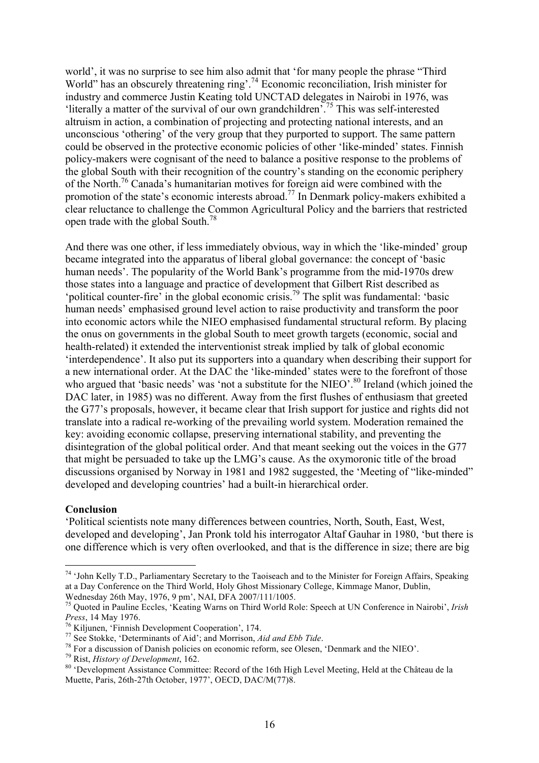world', it was no surprise to see him also admit that 'for many people the phrase "Third World" has an obscurely threatening ring'.[74] Economic reconciliation, Irish minister for industry and commerce Justin Keating told UNCTAD delegates in Nairobi in 1976, was 'literally a matter of the survival of our own grandchildren'.[75] This was self-interested altruism in action, a combination of projecting and protecting national interests, and an unconscious 'othering' of the very group that they purported to support. The same pattern could be observed in the protective economic policies of other 'like-minded' states. Finnish policy-makers were cognisant of the need to balance a positive response to the problems of the global South with their recognition of the country's standing on the economic periphery of the North.[76] Canada's humanitarian motives for foreign aid were combined with the promotion of the state's economic interests abroad.[77] In Denmark policy-makers exhibited a clear reluctance to challenge the Common Agricultural Policy and the barriers that restricted open trade with the global South.[78]

And there was one other, if less immediately obvious, way in which the 'like-minded' group became integrated into the apparatus of liberal global governance: the concept of 'basic human needs'. The popularity of the World Bank's programme from the mid-1970s drew those states into a language and practice of development that Gilbert Rist described as 'political counter-fire' in the global economic crisis.[79] The split was fundamental: 'basic human needs' emphasised ground level action to raise productivity and transform the poor into economic actors while the NIEO emphasised fundamental structural reform. By placing the onus on governments in the global South to meet growth targets (economic, social and health-related) it extended the interventionist streak implied by talk of global economic 'interdependence'. It also put its supporters into a quandary when describing their support for a new international order. At the DAC the 'like-minded' states were to the forefront of those who argued that 'basic needs' was 'not a substitute for the NIEO'.[80] Ireland (which joined the DAC later, in 1985) was no different. Away from the first flushes of enthusiasm that greeted the G77's proposals, however, it became clear that Irish support for justice and rights did not translate into a radical re-working of the prevailing world system. Moderation remained the key: avoiding economic collapse, preserving international stability, and preventing the disintegration of the global political order. And that meant seeking out the voices in the G77 that might be persuaded to take up the LMG's cause. As the oxymoronic title of the broad discussions organised by Norway in 1981 and 1982 suggested, the 'Meeting of "like-minded" developed and developing countries' had a built-in hierarchical order.

**Conclusion**

'Political scientists note many differences between countries, North, South, East, West, developed and developing', Jan Pronk told his interrogator Altaf Gauhar in 1980, 'but there is one difference which is very often overlooked, and that is the difference in size; there are big

---

[74] 'John Kelly T.D., Parliamentary Secretary to the Taoiseach and to the Minister for Foreign Affairs, Speaking at a Day Conference on the Third World, Holy Ghost Missionary College, Kimmage Manor, Dublin, Wednesday 26th May, 1976, 9 pm', NAI, DFA 2007/111/1005.

[75] Quoted in Pauline Eccles, 'Keating Warns on Third World Role: Speech at UN Conference in Nairobi', *Irish Press*, 14 May 1976.

[76] Kiljunen, 'Finnish Development Cooperation', 174.

[77] See Stokke, 'Determinants of Aid'; and Morrison, *Aid and Ebb Tide*.

[78] For a discussion of Danish policies on economic reform, see Olesen, 'Denmark and the NIEO'.

[79] Rist, *History of Development*, 162.

[80] 'Development Assistance Committee: Record of the 16th High Level Meeting, Held at the Château de la Muette, Paris, 26th-27th October, 1977', OECD, DAC/M(77)8.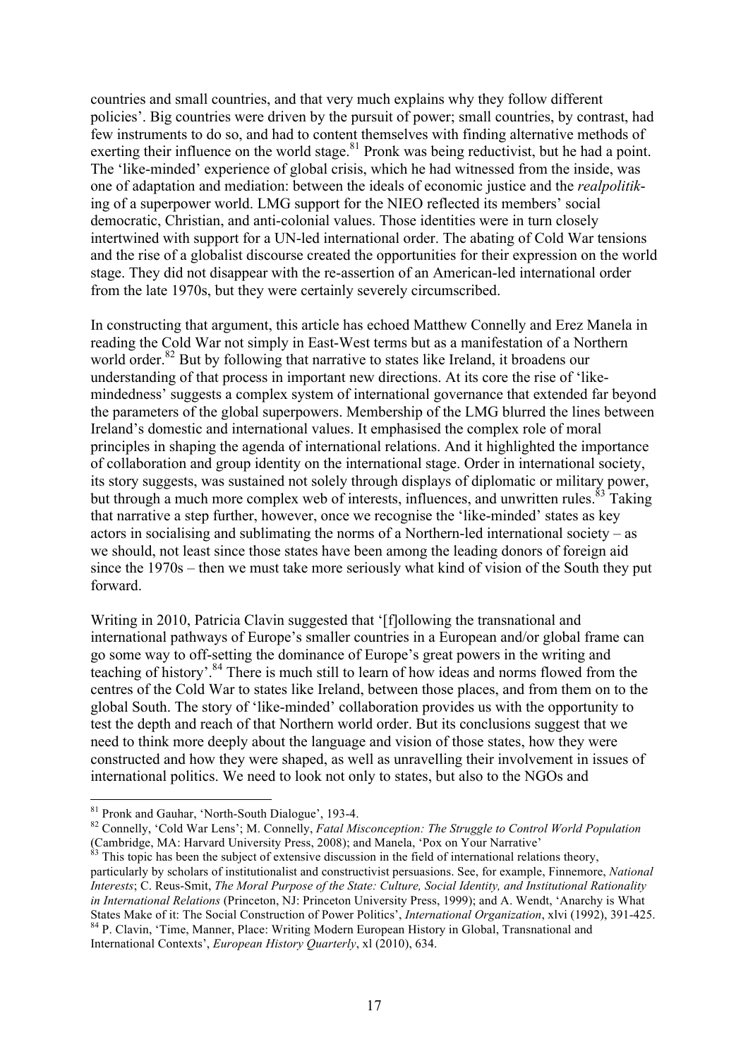countries and small countries, and that very much explains why they follow different policies'. Big countries were driven by the pursuit of power; small countries, by contrast, had few instruments to do so, and had to content themselves with finding alternative methods of exerting their influence on the world stage.[81] Pronk was being reductivist, but he had a point. The 'like-minded' experience of global crisis, which he had witnessed from the inside, was one of adaptation and mediation: between the ideals of economic justice and the *realpolitik*-ing of a superpower world. LMG support for the NIEO reflected its members' social democratic, Christian, and anti-colonial values. Those identities were in turn closely intertwined with support for a UN-led international order. The abating of Cold War tensions and the rise of a globalist discourse created the opportunities for their expression on the world stage. They did not disappear with the re-assertion of an American-led international order from the late 1970s, but they were certainly severely circumscribed.

In constructing that argument, this article has echoed Matthew Connelly and Erez Manela in reading the Cold War not simply in East-West terms but as a manifestation of a Northern world order.[82] But by following that narrative to states like Ireland, it broadens our understanding of that process in important new directions. At its core the rise of 'like-mindedness' suggests a complex system of international governance that extended far beyond the parameters of the global superpowers. Membership of the LMG blurred the lines between Ireland's domestic and international values. It emphasised the complex role of moral principles in shaping the agenda of international relations. And it highlighted the importance of collaboration and group identity on the international stage. Order in international society, its story suggests, was sustained not solely through displays of diplomatic or military power, but through a much more complex web of interests, influences, and unwritten rules.[83] Taking that narrative a step further, however, once we recognise the 'like-minded' states as key actors in socialising and sublimating the norms of a Northern-led international society – as we should, not least since those states have been among the leading donors of foreign aid since the 1970s – then we must take more seriously what kind of vision of the South they put forward.

Writing in 2010, Patricia Clavin suggested that '[f]ollowing the transnational and international pathways of Europe's smaller countries in a European and/or global frame can go some way to off-setting the dominance of Europe's great powers in the writing and teaching of history'.[84] There is much still to learn of how ideas and norms flowed from the centres of the Cold War to states like Ireland, between those places, and from them on to the global South. The story of 'like-minded' collaboration provides us with the opportunity to test the depth and reach of that Northern world order. But its conclusions suggest that we need to think more deeply about the language and vision of those states, how they were constructed and how they were shaped, as well as unravelling their involvement in issues of international politics. We need to look not only to states, but also to the NGOs and

---

[81] Pronk and Gauhar, 'North-South Dialogue', 193-4.

[82] Connelly, 'Cold War Lens'; M. Connelly, *Fatal Misconception: The Struggle to Control World Population* (Cambridge, MA: Harvard University Press, 2008); and Manela, 'Pox on Your Narrative'

[83] This topic has been the subject of extensive discussion in the field of international relations theory, particularly by scholars of institutionalist and constructivist persuasions. See, for example, Finnemore, *National Interests*; C. Reus-Smit, *The Moral Purpose of the State: Culture, Social Identity, and Institutional Rationality in International Relations* (Princeton, NJ: Princeton University Press, 1999); and A. Wendt, 'Anarchy is What States Make of it: The Social Construction of Power Politics', *International Organization*, xlvi (1992), 391-425.

[84] P. Clavin, 'Time, Manner, Place: Writing Modern European History in Global, Transnational and International Contexts', *European History Quarterly*, xl (2010), 634.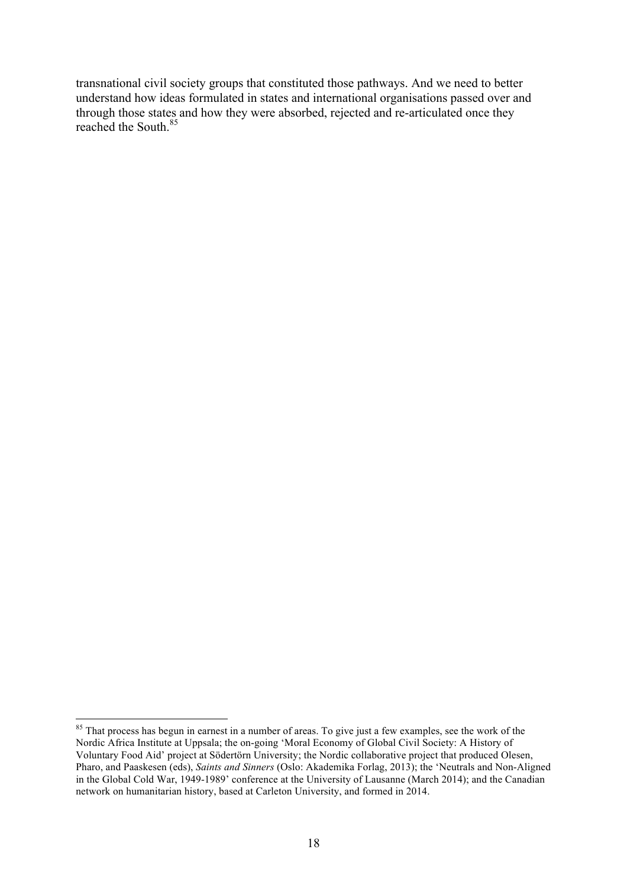transnational civil society groups that constituted those pathways. And we need to better understand how ideas formulated in states and international organisations passed over and through those states and how they were absorbed, rejected and re-articulated once they reached the South.[85]

[85] That process has begun in earnest in a number of areas. To give just a few examples, see the work of the Nordic Africa Institute at Uppsala; the on-going 'Moral Economy of Global Civil Society: A History of Voluntary Food Aid' project at Södertörn University; the Nordic collaborative project that produced Olesen, Pharo, and Paaskesen (eds), *Saints and Sinners* (Oslo: Akademika Forlag, 2013); the 'Neutrals and Non-Aligned in the Global Cold War, 1949-1989' conference at the University of Lausanne (March 2014); and the Canadian network on humanitarian history, based at Carleton University, and formed in 2014.